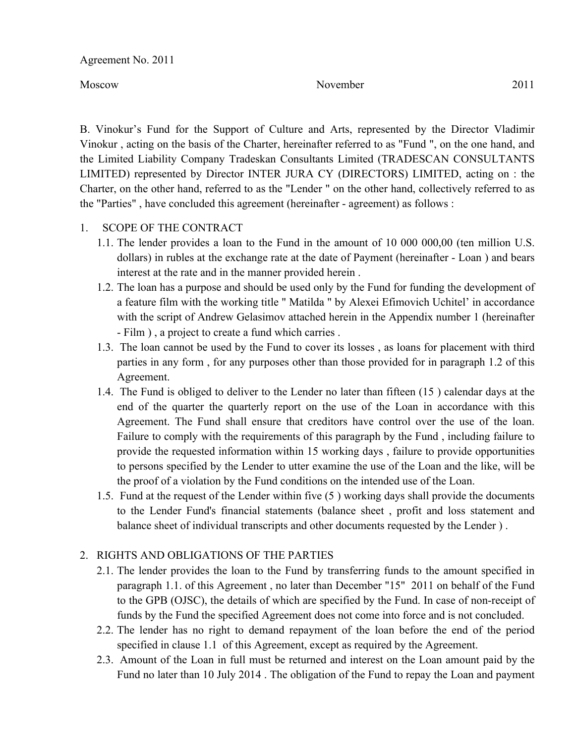Agreement No. 2011

Moscow November 2011

B. Vinokur’s Fund for the Support of Culture and Arts, represented by the Director Vladimir Vinokur , acting on the basis of the Charter, hereinafter referred to as "Fund ", on the one hand, and the Limited Liability Company Tradeskan Consultants Limited (TRADESCAN CONSULTANTS LIMITED) represented by Director INTER JURA CY (DIRECTORS) LIMITED, acting on : the Charter, on the other hand, referred to as the "Lender " on the other hand, collectively referred to as the "Parties" , have concluded this agreement (hereinafter - agreement) as follows :

1. SCOPE OF THE CONTRACT
   1.1. The lender provides a loan to the Fund in the amount of 10 000 000,00 (ten million U.S. dollars) in rubles at the exchange rate at the date of Payment (hereinafter - Loan ) and bears interest at the rate and in the manner provided herein .
   1.2. The loan has a purpose and should be used only by the Fund for funding the development of a feature film with the working title " Matilda " by Alexei Efimovich Uchitel’ in accordance with the script of Andrew Gelasimov attached herein in the Appendix number 1 (hereinafter - Film ) , a project to create a fund which carries .
   1.3. The loan cannot be used by the Fund to cover its losses , as loans for placement with third parties in any form , for any purposes other than those provided for in paragraph 1.2 of this Agreement.
   1.4. The Fund is obliged to deliver to the Lender no later than fifteen (15 ) calendar days at the end of the quarter the quarterly report on the use of the Loan in accordance with this Agreement. The Fund shall ensure that creditors have control over the use of the loan. Failure to comply with the requirements of this paragraph by the Fund , including failure to provide the requested information within 15 working days , failure to provide opportunities to persons specified by the Lender to utter examine the use of the Loan and the like, will be the proof of a violation by the Fund conditions on the intended use of the Loan.
   1.5. Fund at the request of the Lender within five (5 ) working days shall provide the documents to the Lender Fund's financial statements (balance sheet , profit and loss statement and balance sheet of individual transcripts and other documents requested by the Lender ) .

2. RIGHTS AND OBLIGATIONS OF THE PARTIES
   2.1. The lender provides the loan to the Fund by transferring funds to the amount specified in paragraph 1.1. of this Agreement , no later than December "15" 2011 on behalf of the Fund to the GPB (OJSC), the details of which are specified by the Fund. In case of non-receipt of funds by the Fund the specified Agreement does not come into force and is not concluded.
   2.2. The lender has no right to demand repayment of the loan before the end of the period specified in clause 1.1 of this Agreement, except as required by the Agreement.
   2.3. Amount of the Loan in full must be returned and interest on the Loan amount paid by the Fund no later than 10 July 2014 . The obligation of the Fund to repay the Loan and payment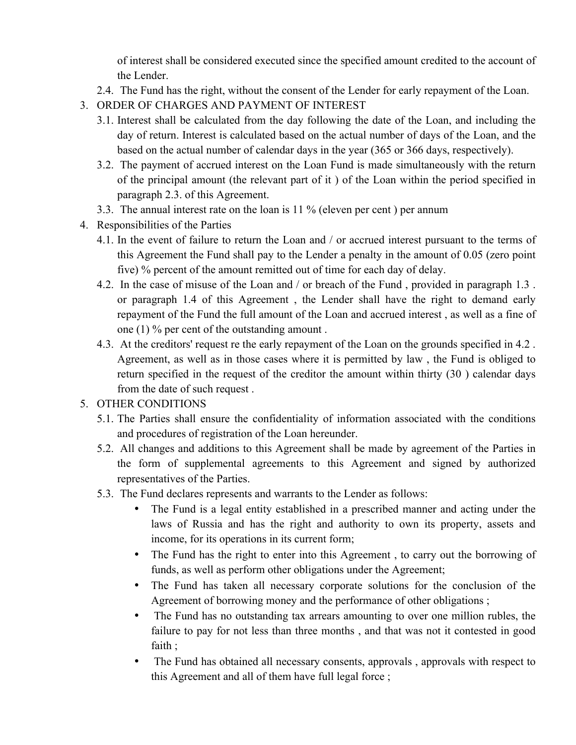of interest shall be considered executed since the specified amount credited to the account of the Lender.

2.4. The Fund has the right, without the consent of the Lender for early repayment of the Loan.

3. ORDER OF CHARGES AND PAYMENT OF INTEREST
   3.1. Interest shall be calculated from the day following the date of the Loan, and including the day of return. Interest is calculated based on the actual number of days of the Loan, and the based on the actual number of calendar days in the year (365 or 366 days, respectively).
   3.2. The payment of accrued interest on the Loan Fund is made simultaneously with the return of the principal amount (the relevant part of it ) of the Loan within the period specified in paragraph 2.3. of this Agreement.
   3.3. The annual interest rate on the loan is 11 % (eleven per cent ) per annum
4. Responsibilities of the Parties
   4.1. In the event of failure to return the Loan and / or accrued interest pursuant to the terms of this Agreement the Fund shall pay to the Lender a penalty in the amount of 0.05 (zero point five) % percent of the amount remitted out of time for each day of delay.
   4.2. In the case of misuse of the Loan and / or breach of the Fund , provided in paragraph 1.3 . or paragraph 1.4 of this Agreement , the Lender shall have the right to demand early repayment of the Fund the full amount of the Loan and accrued interest , as well as a fine of one (1) % per cent of the outstanding amount .
   4.3. At the creditors' request re the early repayment of the Loan on the grounds specified in 4.2 . Agreement, as well as in those cases where it is permitted by law , the Fund is obliged to return specified in the request of the creditor the amount within thirty (30 ) calendar days from the date of such request .
5. OTHER CONDITIONS
   5.1. The Parties shall ensure the confidentiality of information associated with the conditions and procedures of registration of the Loan hereunder.
   5.2. All changes and additions to this Agreement shall be made by agreement of the Parties in the form of supplemental agreements to this Agreement and signed by authorized representatives of the Parties.
   5.3. The Fund declares represents and warrants to the Lender as follows:
        - The Fund is a legal entity established in a prescribed manner and acting under the laws of Russia and has the right and authority to own its property, assets and income, for its operations in its current form;
        - The Fund has the right to enter into this Agreement , to carry out the borrowing of funds, as well as perform other obligations under the Agreement;
        - The Fund has taken all necessary corporate solutions for the conclusion of the Agreement of borrowing money and the performance of other obligations ;
        - The Fund has no outstanding tax arrears amounting to over one million rubles, the failure to pay for not less than three months , and that was not it contested in good faith ;
        - The Fund has obtained all necessary consents, approvals , approvals with respect to this Agreement and all of them have full legal force ;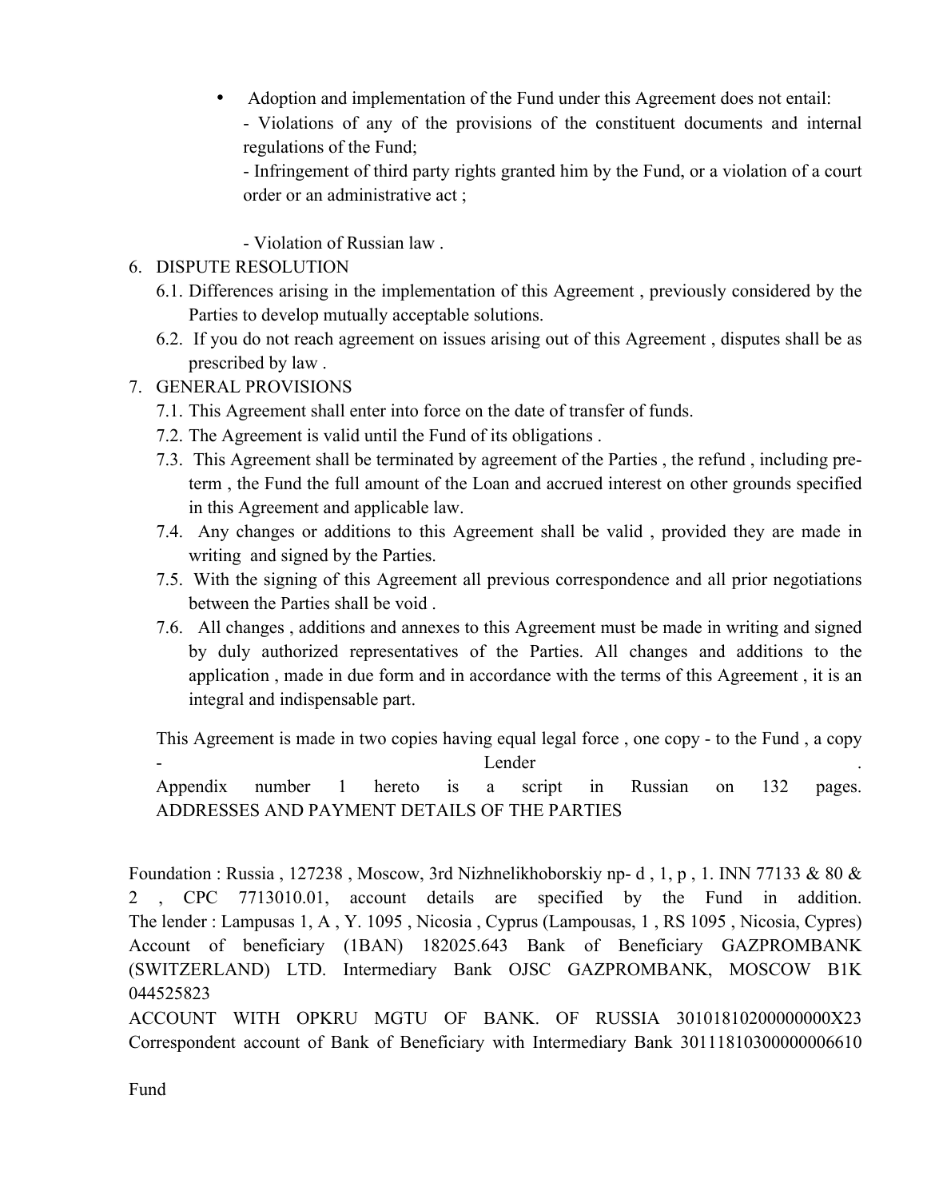- Adoption and implementation of the Fund under this Agreement does not entail:
  - Violations of any of the provisions of the constituent documents and internal regulations of the Fund;
  - Infringement of third party rights granted him by the Fund, or a violation of a court order or an administrative act ;

  - Violation of Russian law .

6. DISPUTE RESOLUTION
   6.1. Differences arising in the implementation of this Agreement , previously considered by the Parties to develop mutually acceptable solutions.
   6.2. If you do not reach agreement on issues arising out of this Agreement , disputes shall be as prescribed by law .
7. GENERAL PROVISIONS
   7.1. This Agreement shall enter into force on the date of transfer of funds.
   7.2. The Agreement is valid until the Fund of its obligations .
   7.3. This Agreement shall be terminated by agreement of the Parties , the refund , including pre-term , the Fund the full amount of the Loan and accrued interest on other grounds specified in this Agreement and applicable law.
   7.4. Any changes or additions to this Agreement shall be valid , provided they are made in writing and signed by the Parties.
   7.5. With the signing of this Agreement all previous correspondence and all prior negotiations between the Parties shall be void .
   7.6. All changes , additions and annexes to this Agreement must be made in writing and signed by duly authorized representatives of the Parties. All changes and additions to the application , made in due form and in accordance with the terms of this Agreement , it is an integral and indispensable part.

This Agreement is made in two copies having equal legal force , one copy - to the Fund , a copy - Lender .
Appendix number 1 hereto is a script in Russian on 132 pages.
ADDRESSES AND PAYMENT DETAILS OF THE PARTIES

Foundation : Russia , 127238 , Moscow, 3rd Nizhnelikhoborskiy np- d , 1, p , 1. INN 77133 & 80 & 2 , CPC 7713010.01, account details are specified by the Fund in addition.
The lender : Lampusas 1, A , Y. 1095 , Nicosia , Cyprus (Lampousas, 1 , RS 1095 , Nicosia, Cypres) Account of beneficiary (1BAN) 182025.643 Bank of Beneficiary GAZPROMBANK (SWITZERLAND) LTD. Intermediary Bank OJSC GAZPROMBANK, MOSCOW B1K 044525823
ACCOUNT WITH OPKRU MGTU OF BANK. OF RUSSIA 30101810200000000X23 Correspondent account of Bank of Beneficiary with Intermediary Bank 30111810300000006610

Fund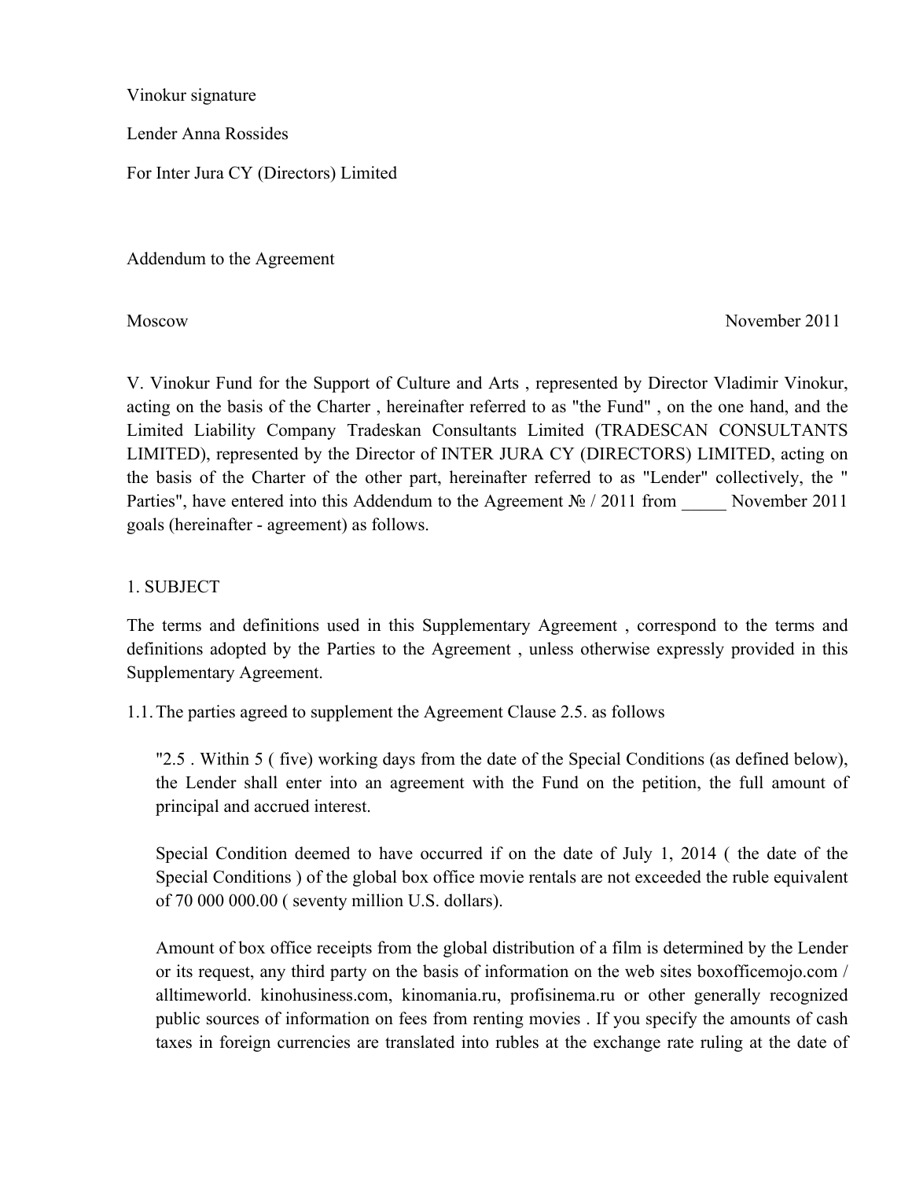Vinokur signature

Lender Anna Rossides

For Inter Jura CY (Directors) Limited

Addendum to the Agreement

Moscow November 2011

V. Vinokur Fund for the Support of Culture and Arts , represented by Director Vladimir Vinokur, acting on the basis of the Charter , hereinafter referred to as "the Fund" , on the one hand, and the Limited Liability Company Tradeskan Consultants Limited (TRADESCAN CONSULTANTS LIMITED), represented by the Director of INTER JURA CY (DIRECTORS) LIMITED, acting on the basis of the Charter of the other part, hereinafter referred to as "Lender" collectively, the " Parties", have entered into this Addendum to the Agreement № / 2011 from _____ November 2011 goals (hereinafter - agreement) as follows.

1. SUBJECT

The terms and definitions used in this Supplementary Agreement , correspond to the terms and definitions adopted by the Parties to the Agreement , unless otherwise expressly provided in this Supplementary Agreement.

1.1. The parties agreed to supplement the Agreement Clause 2.5. as follows

"2.5 . Within 5 ( five) working days from the date of the Special Conditions (as defined below), the Lender shall enter into an agreement with the Fund on the petition, the full amount of principal and accrued interest.

Special Condition deemed to have occurred if on the date of July 1, 2014 ( the date of the Special Conditions ) of the global box office movie rentals are not exceeded the ruble equivalent of 70 000 000.00 ( seventy million U.S. dollars).

Amount of box office receipts from the global distribution of a film is determined by the Lender or its request, any third party on the basis of information on the web sites boxofficemojo.com / alltimeworld. kinohusiness.com, kinomania.ru, profisinema.ru or other generally recognized public sources of information on fees from renting movies . If you specify the amounts of cash taxes in foreign currencies are translated into rubles at the exchange rate ruling at the date of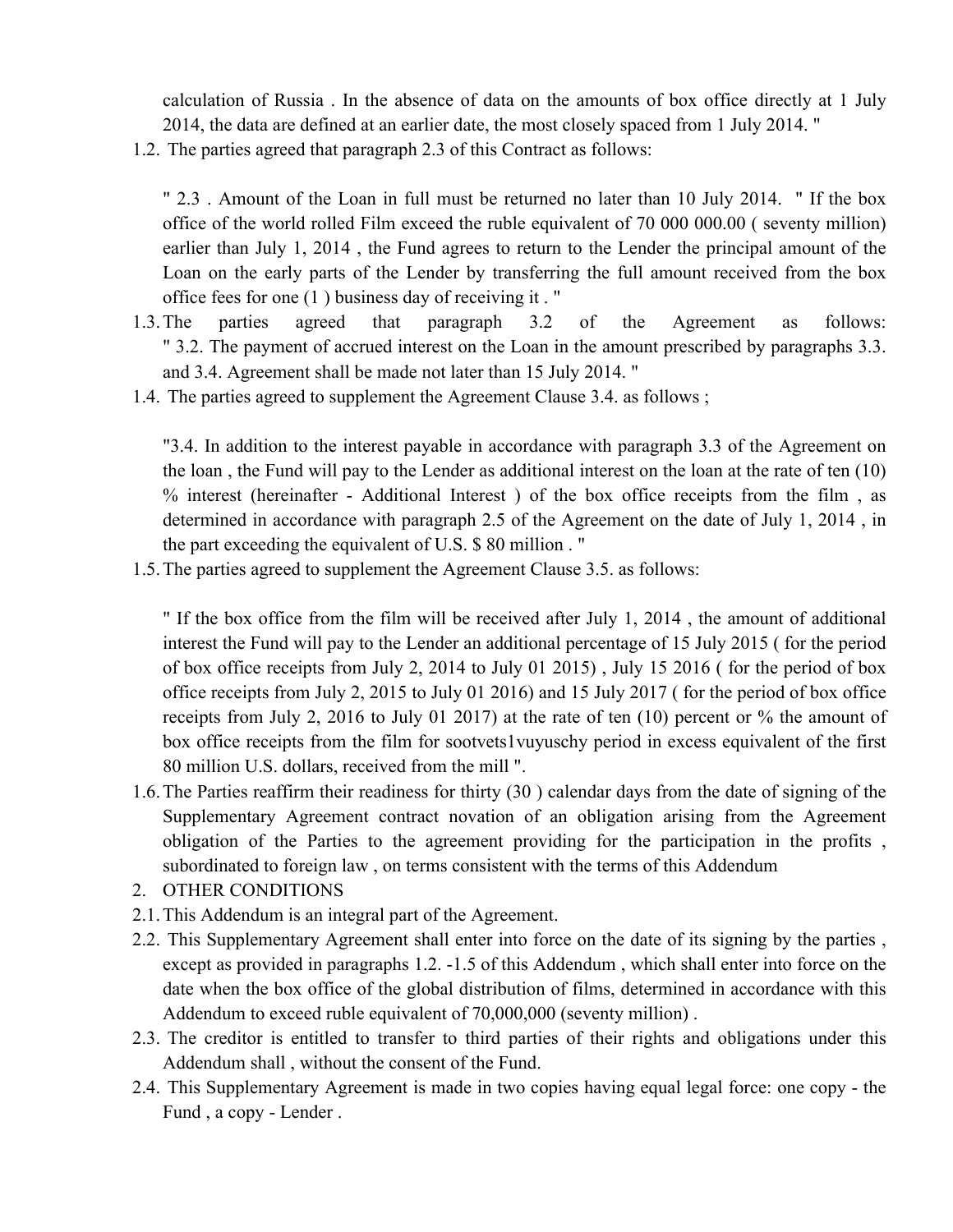calculation of Russia . In the absence of data on the amounts of box office directly at 1 July 2014, the data are defined at an earlier date, the most closely spaced from 1 July 2014. "

1.2. The parties agreed that paragraph 2.3 of this Contract as follows:

" 2.3 . Amount of the Loan in full must be returned no later than 10 July 2014. " If the box office of the world rolled Film exceed the ruble equivalent of 70 000 000.00 ( seventy million) earlier than July 1, 2014 , the Fund agrees to return to the Lender the principal amount of the Loan on the early parts of the Lender by transferring the full amount received from the box office fees for one (1 ) business day of receiving it . "

1.3. The parties agreed that paragraph 3.2 of the Agreement as follows: " 3.2. The payment of accrued interest on the Loan in the amount prescribed by paragraphs 3.3. and 3.4. Agreement shall be made not later than 15 July 2014. "

1.4. The parties agreed to supplement the Agreement Clause 3.4. as follows ;

"3.4. In addition to the interest payable in accordance with paragraph 3.3 of the Agreement on the loan , the Fund will pay to the Lender as additional interest on the loan at the rate of ten (10) % interest (hereinafter - Additional Interest ) of the box office receipts from the film , as determined in accordance with paragraph 2.5 of the Agreement on the date of July 1, 2014 , in the part exceeding the equivalent of U.S. $ 80 million . "

1.5. The parties agreed to supplement the Agreement Clause 3.5. as follows:

" If the box office from the film will be received after July 1, 2014 , the amount of additional interest the Fund will pay to the Lender an additional percentage of 15 July 2015 ( for the period of box office receipts from July 2, 2014 to July 01 2015) , July 15 2016 ( for the period of box office receipts from July 2, 2015 to July 01 2016) and 15 July 2017 ( for the period of box office receipts from July 2, 2016 to July 01 2017) at the rate of ten (10) percent or % the amount of box office receipts from the film for sootvets1vuyuschy period in excess equivalent of the first 80 million U.S. dollars, received from the mill ".

1.6. The Parties reaffirm their readiness for thirty (30 ) calendar days from the date of signing of the Supplementary Agreement contract novation of an obligation arising from the Agreement obligation of the Parties to the agreement providing for the participation in the profits , subordinated to foreign law , on terms consistent with the terms of this Addendum

2. OTHER CONDITIONS

2.1. This Addendum is an integral part of the Agreement.

2.2. This Supplementary Agreement shall enter into force on the date of its signing by the parties , except as provided in paragraphs 1.2. -1.5 of this Addendum , which shall enter into force on the date when the box office of the global distribution of films, determined in accordance with this Addendum to exceed ruble equivalent of 70,000,000 (seventy million) .

2.3. The creditor is entitled to transfer to third parties of their rights and obligations under this Addendum shall , without the consent of the Fund.

2.4. This Supplementary Agreement is made in two copies having equal legal force: one copy - the Fund , a copy - Lender .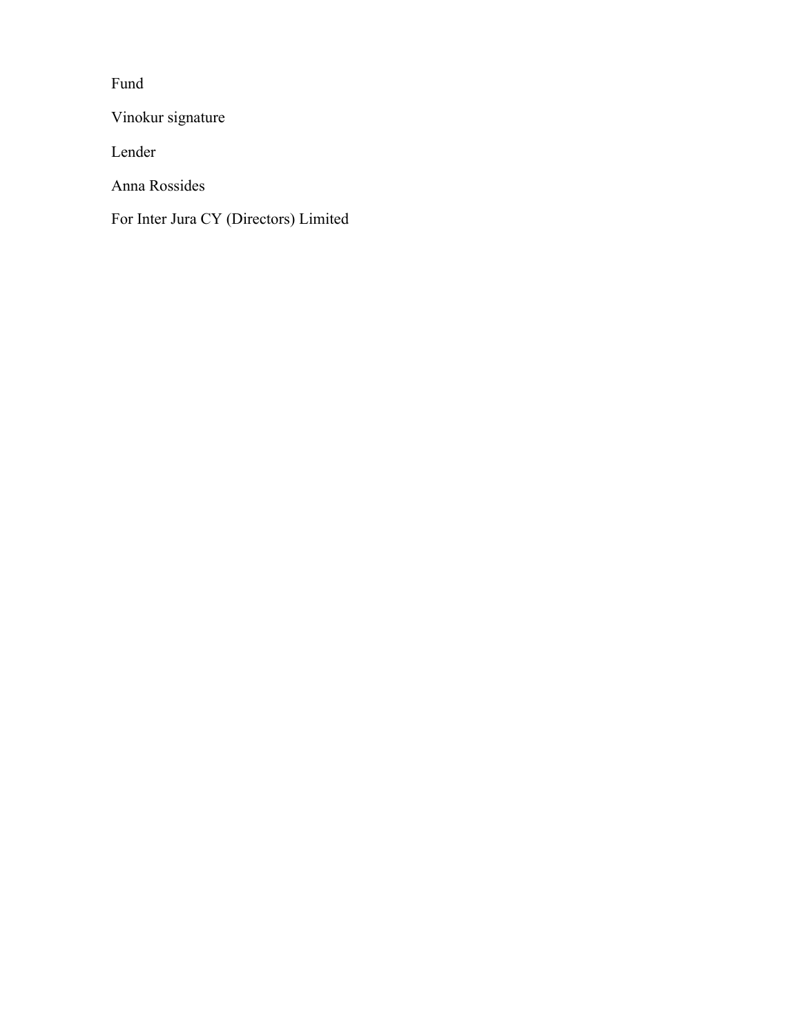Fund

Vinokur signature

Lender

Anna Rossides

For Inter Jura CY (Directors) Limited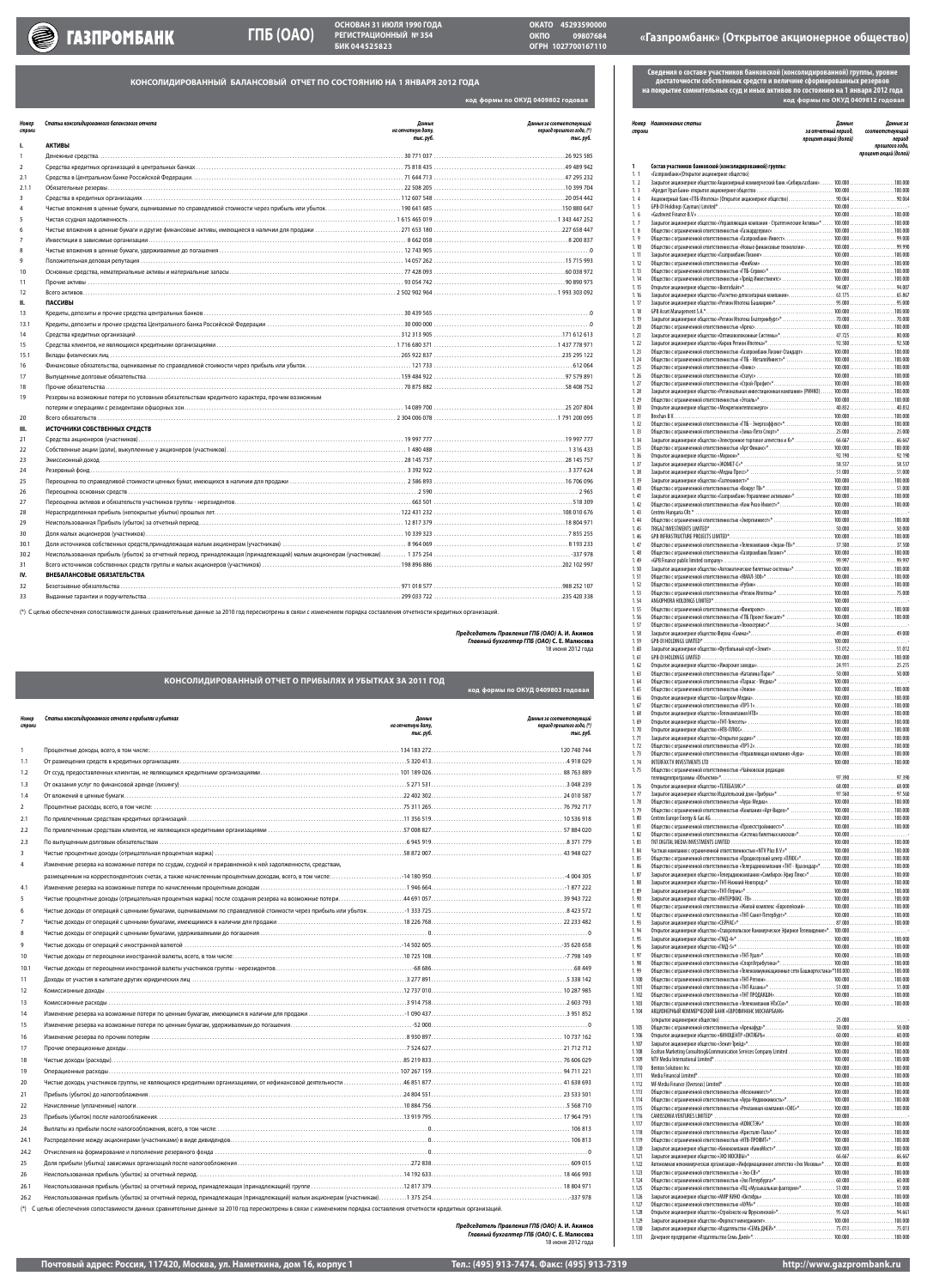## КОНСОЛИДИРОВАННЫЙ БАЛАНСОВЫЙ ОТЧЕТ ПО СОСТОЯНИЮ НА 1 ЯНВАРЯ 2012 ГОДА

**код формы по ОКУД 0409802 годовая**

| Номер строки | Статьи консолидированного балансового отчета | Данные на отчетную дату, тыс. руб. | Данные за соответствующий период прошлого года, (*) тыс. руб. |
|---|---|---|---|
| **I.** | **АКТИВЫ** | | |
| 1 | Денежные средства | 30 771 037 | 26 925 585 |
| 2 | Средства кредитных организаций в центральных банках | 75 818 435 | 49 489 942 |
| 2.1 | Средства в Центральном банке Российской Федерации | 71 644 713 | 47 295 232 |
| 2.1.1 | Обязательные резервы | 22 508 205 | 10 399 704 |
| 3 | Средства в кредитных организациях | 112 607 548 | 20 054 442 |
| 4 | Чистые вложения в ценные бумаги, оцениваемые по справедливой стоимости через прибыль или убыток | 190 641 685 | 150 880 647 |
| 5 | Чистая ссудная задолженность | 1 615 465 019 | 1 343 447 252 |
| 6 | Чистые вложения в ценные бумаги и другие финансовые активы, имеющиеся в наличии для продажи | 271 653 180 | 227 658 447 |
| 7 | Инвестиции в зависимые организации | 8 662 058 | 8 200 837 |
| 8 | Чистые вложения в ценные бумаги, удерживаемые до погашения | 12 743 905 | 0 |
| 9 | Положительная деловая репутация | 14 057 262 | 15 715 993 |
| 10 | Основные средства, нематериальные активы и материальные запасы | 77 428 093 | 60 038 972 |
| 11 | Прочие активы | 93 054 742 | 90 890 975 |
| 12 | Всего активов | 2 502 902 964 | 1 993 303 092 |
| **II.** | **ПАССИВЫ** | | |
| 13 | Кредиты, депозиты и прочие средства центральных банков | 30 439 565 | 0 |
| 13.1 | Кредиты, депозиты и прочие средства Центрального банка Российской Федерации | 30 000 000 | 0 |
| 14 | Средства кредитных организаций | 312 313 905 | 171 612 613 |
| 15 | Средства клиентов, не являющихся кредитными организациями | 1 716 680 371 | 1 437 778 971 |
| 15.1 | Вклады физических лиц | 265 922 837 | 235 295 122 |
| 16 | Финансовые обязательства, оцениваемые по справедливой стоимости через прибыль или убыток | 121 733 | 612 064 |
| 17 | Выпущенные долговые обязательства | 159 484 922 | 97 579 891 |
| 18 | Прочие обязательства | 70 875 882 | 58 408 752 |
| 19 | Резервы на возможные потери по условным обязательствам кредитного характера, прочим возможным потерям и операциям с резидентами офшорных зон | 14 089 700 | 25 207 804 |
| 20 | Всего обязательств | 2 304 006 078 | 1 791 200 095 |
| **III.** | **ИСТОЧНИКИ СОБСТВЕННЫХ СРЕДСТВ** | | |
| 21 | Средства акционеров (участников) | 19 997 777 | 19 997 777 |
| 22 | Собственные акции (доли), выкупленные у акционеров (участников) | 1 480 488 | 1 316 433 |
| 23 | Эмиссионный доход | 28 145 757 | 28 145 757 |
| 24 | Резервный фонд | 3 392 922 | 3 377 624 |
| 25 | Переоценка по справедливой стоимости ценных бумаг, имеющихся в наличии для продажи | 2 586 893 | 16 706 096 |
| 26 | Переоценка основных средств | 2 590 | 2 965 |
| 27 | Переоценка активов и обязательств участников группы - нерезидентов | 663 501 | 518 309 |
| 28 | Нераспределенная прибыль (непокрытые убытки) прошлых лет | 122 431 232 | 108 010 676 |
| 29 | Неиспользованная прибыль (убыток) за отчетный период | 12 817 379 | 18 804 971 |
| 30 | Доля малых акционеров (участников) | 10 339 323 | 7 855 255 |
| 30.1 | Доля источников собственных средств,принадлежащая малым акционерам (участникам) | 8 964 069 | 8 193 233 |
| 30.2 | Неиспользованная прибыль (убыток) за отчетный период, принадлежащая (принадлежащий) малым акционерам (участникам) | 1 375 254 | -337 978 |
| 31 | Всего источников собственных средств группы и малых акционеров (участников) | 198 896 886 | 202 102 997 |
| **IV.** | **ВНЕБАЛАНСОВЫЕ ОБЯЗАТЕЛЬСТВА** | | |
| 32 | Безотзывные обязательства | 971 018 577 | 988 252 107 |
| 33 | Выданные гарантии и поручительства | 299 003 722 | 235 420 338 |

(*) С целью обеспечения сопоставимости данных сравнительные данные за 2010 год пересмотрены в связи с изменением порядка составления отчетности кредитных организаций.

*Председатель Правления ГПБ (ОАО)* **А. И. Акимов**
*Главный бухгалтер ГПБ (ОАО)* **С. Е. Малюсева**
18 июня 2012 года

## КОНСОЛИДИРОВАННЫЙ ОТЧЕТ О ПРИБЫЛЯХ И УБЫТКАХ ЗА 2011 ГОД

**код формы по ОКУД 0409803 годовая**

| Номер строки | Статьи консолидированного отчета о прибылях и убытках | Данные на отчетную дату, тыс. руб. | Данные за соответствующий период прошлого года, (*) тыс. руб. |
|---|---|---|---|
| 1 | Процентные доходы, всего, в том числе: | 134 183 272 | 120 740 744 |
| 1.1 | От размещения средств в кредитных организациях | 5 320 413 | 4 918 029 |
| 1.2 | От ссуд, предоставленных клиентам, не являющимся кредитными организациями | 101 189 026 | 88 763 889 |
| 1.3 | От оказания услуг по финансовой аренде (лизингу) | 5 271 531 | 3 048 239 |
| 1.4 | От вложений в ценные бумаги | 22 402 302 | 24 010 587 |
| 2 | Процентные расходы, всего, в том числе: | 75 311 265 | 76 792 717 |
| 2.1 | По привлеченным средствам кредитных организаций | 11 356 519 | 10 536 918 |
| 2.2 | По привлеченным средствам клиентов, не являющихся кредитными организациями | 57 008 827 | 57 884 020 |
| 2.3 | По выпущенным долговым обязательствам | 6 945 919 | 8 371 779 |
| 3 | Чистые процентные доходы (отрицательная процентная маржа) | 58 872 007 | 43 948 027 |
| 4 | Изменение резерва на возможные потери по ссудам, ссудной и приравненной к ней задолженности, средствам, размещенным на корреспондентских счетах, а также начисленным процентным доходам, всего, в том числе: | -14 180 950 | -4 004 305 |
| 4.1 | Изменение резерва на возможные потери по начисленным процентным доходам | 1 946 664 | -1 877 222 |
| 5 | Чистые процентные доходы (отрицательная процентная маржа) после создания резерва на возможные потери | 44 691 057 | 39 943 722 |
| 6 | Чистые доходы от операций с ценными бумагами, оцениваемыми по справедливой стоимости через прибыль или убыток | -1 333 725 | 8 423 572 |
| 7 | Чистые доходы от операций с ценными бумагами, имеющимися в наличии для продажи | 18 226 768 | 22 233 482 |
| 8 | Чистые доходы от операций с ценными бумагами, удерживаемыми до погашения | 0 | 0 |
| 9 | Чистые доходы от операций с иностранной валютой | -14 502 605 | -35 620 658 |
| 10 | Чистые доходы от переоценки иностранной валюты, всего, в том числе: | 10 725 108 | -7 798 149 |
| 10.1 | Чистые доходы от переоценки иностранной валюты участников группы - нерезидентов | -68 686 | 68 449 |
| 11 | Доходы от участия в капитале других юридических лиц | 3 277 891 | 5 338 142 |
| 12 | Комиссионные доходы | 12 737 010 | 10 287 985 |
| 13 | Комиссионные расходы | 3 914 758 | 2 603 793 |
| 14 | Изменение резерва на возможные потери по ценным бумагам, имеющимся в наличии для продажи | -1 090 437 | -3 951 852 |
| 15 | Изменение резерва на возможные потери по ценным бумагам, удерживаемым до погашения | -52 000 | 0 |
| 16 | Изменение резерва по прочим потерям | 8 930 897 | 10 737 162 |
| 17 | Прочие операционные доходы | 7 524 627 | 21 712 712 |
| 18 | Чистые доходы (расходы) | 85 219 833 | 76 606 029 |
| 19 | Операционные расходы | 107 267 159 | 94 711 221 |
| 20 | Чистые доходы, участников группы, не являющихся кредитными организациями, от нефинансовой деятельности | 46 851 877 | 41 638 693 |
| 21 | Прибыль (убыток) до налогообложения | 24 804 551 | 23 533 501 |
| 22 | Начисленные (уплаченные) налоги | 10 884 756 | 5 568 710 |
| 23 | Прибыль (убыток) после налогообложения | 13 919 795 | 17 964 791 |
| 24 | Выплаты из прибыли после налогообложения, всего, в том числе: | 0 | 106 813 |
| 24.1 | Распределение между акционерами (участниками) в виде дивидендов | 0 | 106 813 |
| 24.2 | Отчисления на формирование и пополнение резервного фонда | 0 | 0 |
| 25 | Доля прибыли (убытка) зависимых организаций после налогообложения | 272 838 | 609 015 |
| 26 | Неиспользованная прибыль (убыток) за отчетный период | 14 192 633 | 18 466 993 |
| 26.1 | Неиспользованная прибыль (убыток) за отчетный период, принадлежащая (принадлежащий) группе | 12 817 379 | 18 804 971 |
| 26.2 | Неиспользованная прибыль (убыток) за отчетный период, принадлежащая (принадлежащий) малым акционерам (участникам) | 1 375 254 | -337 978 |

(*) С целью обеспечения сопоставимости данных сравнительные данные за 2010 год пересмотрены в связи с изменением порядка составления отчетности кредитных организаций.

*Председатель Правления ГПБ (ОАО)* **А. И. Акимов**
*Главный бухгалтер ГПБ (ОАО)* **С. Е. Малюсева**
18 июня 2012 года

## Сведения о составе участников банковской (консолидированной) группы, уровне достаточности собственных средств и величине сформированных резервов на покрытие сомнительных ссуд и иных активов по состоянию на 1 января 2012 года

**код формы по ОКУД 0409812 годовая**

| Номер строки | Наименование статьи | Данные за отчетный период, процент акций (долей) | Данные за соответствующий период прошлого года, процент акций (долей) |
|---|---|---|---|
| 1 | **Состав участников банковской (консолидированной) группы:** | | |
| 1.1 | «Газпромбанк»(Открытое акционерное общество) | | |
| 1.2 | Закрытое акционерное общество Акционерный коммерческий банк «Сибирьгазбанк» | 100.000 | 100.000 |
| 1.3 | «Кредит Урал Банк» открытое акционерное общество | 100.000 | 100.000 |
| 1.4 | Акционерный банк «ГПБ-Ипотека» (Открытое акционерное общество) | 90.064 | 90.064 |
| 1.5 | GPB-DI Holdings (Cayman) Limited* | 100.000 | 100.000 |
| 1.6 | «Gazinvest Finance B.V.» | 100.000 | 100.000 |
| 1.7 | Закрытое акционерное общество «Управляющая компания - Стратегические Активы»* | 100.000 | 100.000 |
| 1.8 | Общество с ограниченной ответственностью «Газагродпром» | 100.000 | 100.000 |
| 1.9 | Общество с ограниченной ответственностью «Газпромбанк-Инвест» | 100.000 | 99.000 |
| 1.10 | Общество с ограниченной ответственностью «Новые финансовые технологии» | 100.000 | 99.990 |
| 1.11 | Закрытое акционерное общество «Газпромбанк Лизинг» | 100.000 | 100.000 |
| 1.12 | Общество с ограниченной ответственностью «Финбон» | 100.000 | 100.000 |
| 1.13 | Общество с ограниченной ответственностью «ГПБ-Сервис» | 100.000 | 100.000 |
| 1.14 | Общество с ограниченной ответственностью «Трейд Инвестмент» | 100.000 | 100.000 |
| 1.15 | Открытое акционерное общество «Волгабалт»* | 94.007 | 94.007 |
| 1.16 | Закрытое акционерное общество «Расчетно-депозитарная компания» | 63.175 | 65.867 |
| 1.17 | Закрытое акционерное общество «Регион Ипотека Башкирия»* | 95.000 | 95.000 |
| 1.18 | GPB Asset Management S.A.* | 100.000 | 100.000 |
| 1.19 | Закрытое акционерное общество «Регион Ипотека Екатеринбург»* | 70.000 | 70.000 |
| 1.20 | Общество с ограниченной ответственностью «Арекс» | 100.000 | 100.000 |
| 1.21 | Закрытое акционерное общество «Оптиковолоконные Системы»* | 47.725 | 80.000 |
| 1.22 | Закрытое акционерное общество «Киров Регион Ипотека» | 92.500 | 92.500 |
| 1.23 | Общество с ограниченной ответственностью «Газпромбанк Лизинг-Стандарт» | 100.000 | 100.000 |
| 1.24 | Общество с ограниченной ответственностью «ГПБ - МеталлИнвест»* | 100.000 | 100.000 |
| 1.25 | Общество с ограниченной ответственностью «Оникс» | 100.000 | 100.000 |
| 1.26 | Общество с ограниченной ответственностью «Статус» | 100.000 | 100.000 |
| 1.27 | Общество с ограниченной ответственностью «Строй Профит»* | 100.000 | 100.000 |
| 1.28 | Закрытое акционерное общество «Региональная инвестиционная компания» (РИНКО) | 100.000 | 100.000 |
| 1.29 | Общество с ограниченной ответственностью «Этаж»* | 100.000 | 100.000 |
| 1.30 | Открытое акционерное общество «Межрегионтеплоэнерго»* | 40.832 | 40.832 |
| 1.31 | Brochan B.V. | 100.000 | 100.000 |
| 1.32 | Общество с ограниченной ответственностью «ГПБ - Энергоэффект»* | 100.000 | 100.000 |
| 1.33 | Общество с ограниченной ответственностью «Зима-Лето Спорт»* | 25.000 | 25.000 |
| 1.34 | Закрытое акционерное общество «Электронное торговое агентство и К»* | 66.667 | 66.667 |
| 1.35 | Общество с ограниченной ответственностью «Арт Финанс»* | 100.000 | 100.000 |
| 1.36 | Открытое акционерное общество «Мерикон»* | 92.190 | 92.190 |
| 1.37 | Закрытое акционерное общество «ЖЭМЕТ-С»* | 58.537 | 58.537 |
| 1.38 | Закрытое акционерное общество «Медиа Пресс»* | 51.000 | 51.000 |
| 1.39 | Закрытое акционерное общество «Сетсервис»* | 100.000 | 100.000 |
| 1.40 | Общество с ограниченной ответственностью «Вокруг ТВ»* | 100.000 | 51.000 |
| 1.41 | Закрытое акционерное общество «Газпромбанк Управление активами»* | 100.000 | 100.000 |
| 1.42 | Общество с ограниченной ответственностью «Кам Рахо-Инвест»* | 100.000 | 100.000 |
| 1.43 | Centrex Hungaria Kft.* | 100.000 | 100.000 |
| 1.44 | Общество с ограниченной ответственностью «Энергоинвест»* | 100.000 | 100.000 |
| 1.45 | TRIGAZ INVESTMENTS LIMITED* | 50.000 | 50.000 |
| 1.46 | GPB INFRASTRUCTURE PROJECTS LIMITED* | 100.000 | 100.000 |
| 1.47 | Общество с ограниченной ответственностью «Телекомпания «Экран-ТВ»* | 37.500 | 37.500 |
| 1.48 | Общество с ограниченной ответственностью «Газпромбанк Лизинг»* | 100.000 | 100.000 |
| 1.49 | «GPB Finance public limited company» | 99.997 | 99.997 |
| 1.50 | Закрытое акционерное общество «Автоматические билетные системы»* | 100.000 | 100.000 |
| 1.51 | Общество с ограниченной ответственностью «ЯМАЛ-100»* | 100.000 | 100.000 |
| 1.52 | Общество с ограниченной ответственностью «Рубин» | 100.000 | 100.000 |
| 1.53 | Общество с ограниченной ответственностью «Регион Ипотека» | 100.000 | 75.000 |
| 1.54 | ANGOPHORA HOLDINGS LIMITED* | 100.000 | - |
| 1.55 | Общество с ограниченной ответственностью «Финпроект» | 100.000 | 100.000 |
| 1.56 | Общество с ограниченной ответственностью «ГПБ Проект Консалт»* | 100.000 | 100.000 |
| 1.57 | Общество с ограниченной ответственностью «Техносервис»* | 34.000 | - |
| 1.58 | Закрытое акционерное общество Фирма «Гамма»* | 49.000 | 49.000 |
| 1.59 | GPB-DI HOLDINGS LIMITED* | 100.000 | - |
| 1.60 | Закрытое акционерное общество «Футбольный клуб «Зенит»» | 51.012 | 51.012 |
| 1.61 | GPB-DI HOLDINGS LIMITED | 100.000 | 100.000 |
| 1.62 | Открытое акционерное общество «Ижорские заводы» | 24.911 | 25.215 |
| 1.63 | Общество с ограниченной ответственностью «Каталина Парк»* | 50.000 | 50.000 |
| 1.64 | Общество с ограниченной ответственностью «Парнас - Медиа»* | 100.000 | 100.000 |
| 1.65 | Общество с ограниченной ответственностью «Элион» | 100.000 | - |
| 1.66 | Открытое акционерное общество «Газпром-Медиа» | 100.000 | 100.000 |
| 1.67 | Общество с ограниченной ответственностью «ПРТ-1» | 100.000 | 100.000 |
| 1.68 | Открытое акционерное общество «Телекомпания НТВ» | 100.000 | 100.000 |
| 1.69 | Общество с ограниченной ответственностью «ТНТ-Телесеть» | 100.000 | 100.000 |
| 1.70 | Общество с ограниченной ответственностью «НТВ-ПЛЮС» | 100.000 | 100.000 |
| 1.71 | Закрытое акционерное общество «Открытое радио»* | 100.000 | 100.000 |
| 1.72 | Общество с ограниченной ответственностью «ПРТ-2» | 100.000 | 100.000 |
| 1.73 | Общество с ограниченной ответственностью «Управляющая компания «Аура»» | 100.000 | 100.000 |
| 1.74 | INTERFAX TV INVESTMENTS LTD | 100.000 | 100.000 |
| 1.75 | Общество с ограниченной ответственностью «Издательство «Чайковская редакция телевизионной программы «Объектив»»* | 97.390 | 97.390 |
| 1.76 | Общество с ограниченной ответственностью «ТЕЛЕБАЗИС»* | 68.000 | 68.000 |
| 1.77 | Закрытое акционерное общество Издательский дом «Эрбуш»* | 97.560 | 97.560 |
| 1.78 | Общество с ограниченной ответственностью «Аура-Медиа» | 100.000 | 100.000 |
| 1.79 | Общество с ограниченной ответственностью «Компания «Арт-Видео»» | 100.000 | 100.000 |
| 1.80 | Centrex Europe Energy & Gas AG | 100.000 | 100.000 |
| 1.81 | Общество с ограниченной ответственностью «Проектстройинвест»* | 100.000 | 100.000 |
| 1.82 | Общество с ограниченной ответственностью «Система билетных киосков»* | 100.000 | 100.000 |
| 1.83 | TNT DIGITAL MEDIA INVESTMENTS LIMITED | 100.000 | 100.000 |
| 1.84 | Частная компания с ограниченной ответственностью «NTV Plus B.V.»* | 100.000 | 100.000 |
| 1.85 | Общество с ограниченной ответственностью «Продюсерский центр «ПЛЮС»» | 100.000 | 100.000 |
| 1.86 | Общество с ограниченной ответственностью «Телерадиокомпания «ТНТ - Краснодар»» | 100.000 | 100.000 |
| 1.87 | Закрытое акционерное общество «Телерадиокомпания «Симбирск-Эфир Плюс»» | 100.000 | 100.000 |
| 1.88 | Закрытое акционерное общество «ТНТ-Нижний Новгород» | 100.000 | 100.000 |
| 1.89 | Закрытое акционерное общество «ТНТ-Пермь» | 100.000 | 100.000 |
| 1.90 | Закрытое акционерное общество «ИНТЕРФАКС - ТВ» | 100.000 | 100.000 |
| 1.91 | Общество с ограниченной ответственностью «Жилой комплекс «Европейский»» | 100.000 | 100.000 |
| 1.92 | Общество с ограниченной ответственностью «ТНТ-Санкт-Петербург» | 100.000 | 100.000 |
| 1.93 | Закрытое акционерное общество «СЕРНАС»* | 87.000 | 100.000 |
| 1.94 | Открытое акционерное общество «Ставропольское Коммерческое Эфирное Телевидение»* | 100.000 | 100.000 |
| 1.95 | Общество с ограниченной ответственностью «МД-Б»* | 100.000 | 100.000 |
| 1.96 | Закрытое акционерное общество «МД-Б»* | 100.000 | 100.000 |
| 1.97 | Общество с ограниченной ответственностью «ТНТ-Урал» | 100.000 | 100.000 |
| 1.98 | Общество с ограниченной ответственностью «Спортпрограмм»* | 100.000 | 100.000 |
| 1.99 | Общество с ограниченной ответственностью «Телекоммуникационные сети Башкортостана» | 100.000 | 100.000 |
| 1.100 | Общество с ограниченной ответственностью «ТНТ-Регион» | 100.000 | 100.000 |
| 1.101 | Общество с ограниченной ответственностью «ТНТ-Казань» | 51.000 | 51.000 |
| 1.102 | Общество с ограниченной ответственностью «ТНТ ПРОДАКШН» | 100.000 | 100.000 |
| 1.103 | Общество с ограниченной ответственностью «Телекомпания НТвПлюс» | 100.000 | 100.000 |
| 1.104 | АКЦИОНЕРНЫЙ КОММЕРЧЕСКИЙ БАНК «ЕВРОФИНАНС МОСНАРБАНК» (открытое акционерное общество) | 25.000 | - |
| 1.105 | Общество с ограниченной ответственностью «Аркада» | 50.000 | 50.000 |
| 1.106 | Общество с ограниченной ответственностью «КИНОЦЕНТР «ОКТЯБРЬ»» | 60.000 | 60.000 |
| 1.107 | Закрытое акционерное общество «Зенит Трейд» | 100.000 | 100.000 |
| 1.108 | Ecofan Marketing Consulting&Communication Services Company Limited | 100.000 | 100.000 |
| 1.109 | NTV Media International Limited* | 100.000 | 100.000 |
| 1.110 | Benton Solutions Inc. | 100.000 | 100.000 |
| 1.111 | Media Financial Limited* | 100.000 | 100.000 |
| 1.112 | MF Media Finance (Overseas) Limited* | 100.000 | 100.000 |
| 1.113 | Общество с ограниченной ответственностью «Мезонинвест»* | 100.000 | 100.000 |
| 1.114 | Общество с ограниченной ответственностью «Аура-Недвижимость»* | 100.000 | 100.000 |
| 1.115 | Общество с ограниченной ответственностью «Рекламная компания «СМС»» | 100.000 | 100.000 |
| 1.116 | CAMSSONIA VENTURES LIMITED* | 100.000 | 100.000 |
| 1.117 | Общество с ограниченной ответственностью «КОНСТЭН» | 100.000 | 100.000 |
| 1.118 | Общество с ограниченной ответственностью «Кристалл-Палас»* | 100.000 | 100.000 |
| 1.119 | Общество с ограниченной ответственностью «НТВ-ПРОФИТ» | 100.000 | 100.000 |
| 1.120 | Закрытое акционерное общество «Кинокомпания «КиноНост»» | 100.000 | 100.000 |
| 1.121 | Закрытое акционерное общество «ЭХО МОСКВЫ»* | 66.667 | 66.667 |
| 1.122 | Автономная некоммерческая организация «Информационное агентство «Эхо Москвы»» | 100.000 | 100.000 |
| 1.123 | Общество с ограниченной ответственностью «Радиостанция «Эхо-СВ»» | 100.000 | 100.000 |
| 1.124 | Закрытое акционерное общество «Эхо-Петербурга»* | 60.000 | 60.000 |
| 1.125 | Общество с ограниченной ответственностью «ПЦ «Музыкальная фактория»» | 51.000 | 100.000 |
| 1.126 | Закрытое акционерное общество «МИР КИНО «Октябрь»» | 100.000 | 100.000 |
| 1.127 | Общество с ограниченной ответственностью «АУРА» | 100.000 | 100.000 |
| 1.128 | Открытое акционерное общество «Стройкомплекс на Фрунзенской»* | 95.620 | 94.661 |
| 1.129 | Закрытое акционерное общество «Форпост-менеджмент» | 100.000 | 100.000 |
| 1.130 | Закрытое акционерное общество «Издательство «СЕМЬ ДНЕЙ»» | 75.013 | 75.013 |
| 1.131 | Дочернее предприятие «Издательство Семь Дней» | 100.000 | 100.000 |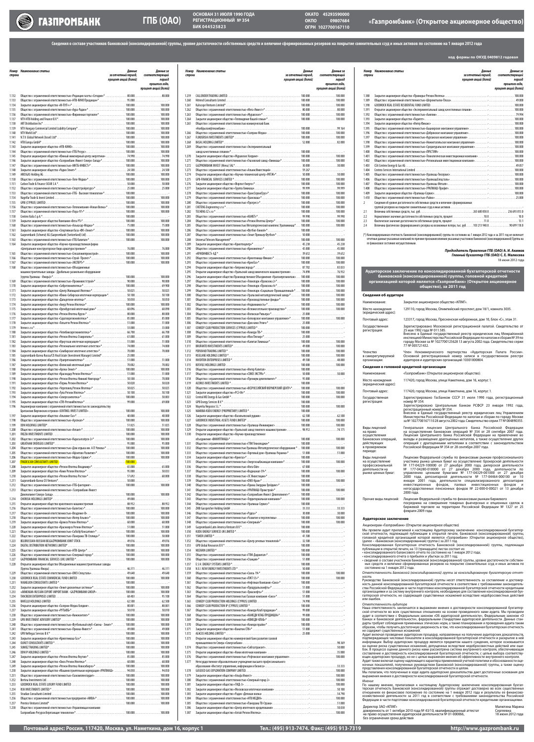**Сведения о составе участников банковской (консолидированной) группы, уровне достаточности собственных средств и величине сформированных резервов на покрытие сомнительных ссуд и иных активов по состоянию на 1 января 2012 года**

**код формы по ОКУД 0409812 годовая**

| Номер строки | Наименование статьи | Данные за отчетный период, процент акций (долей) | Данные за соответствующий период прошлого года, процент акций (долей) |
|---|---|---|---|
| 1.132 | Общество с ограниченной ответственностью «Редакция газеты «Сегодня»» | 80.000 | 80.000 |
| 1.133 | Общество с ограниченной ответственностью «НТВ-КИНО Продакшн» | 95.000 | |
| 1.134 | Закрытое акционерное общество «М-ПУЛ» | 100.000 | 100.000 |
| 1.135 | Общество с ограниченной ответственностью «Арго-Радио» | 100.000 | 100.000 |
| 1.136 | Общество с ограниченной ответственностью «Фирменная торговля» | 100.000 | 100.000 |
| 1.137 | NTV-NTB Holding and Finance B.V. | 100.000 | 100.000 |
| 1.138 | ART Distribution Inc. | 100.000 | 100.000 |
| 1.139 | NTV Hungary Commercial Limited Liability Company | 100.000 | 100.000 |
| 1.140 | NTV World Ltd. | 100.000 | 100.000 |
| 1.141 | N.T.V. Global Network (Israel) Ltd. | 100.000 | 100.000 |
| 1.142 | НТВ Europa GmbH | 100.000 | 100.000 |
| 1.143 | Закрытое акционерное общество «НТВ-КИНО» | 100.000 | 100.000 |
| 1.144 | Общество с ограниченной ответственностью «ГПБ Ресурс» | 100.000 | 100.000 |
| 1.145 | Открытое акционерное общество «Южный инженерный центр энергетики» | 74.990 | 74.990 |
| 1.146 | Закрытое акционерное общество «Газпромбанк-Инвест Северо-Запад» | 100.000 | 100.000 |
| 1.147 | Общество с ограниченной ответственностью «НКТВ-ИНВЕСТ» | 100.000 | 100.000 |
| 1.148 | Закрытое акционерное общество «Радио Зенит» | 24.500 | 24.500 |
| 1.149 | AROSGAS Holding AG | 100.000 | 100.000 |
| 1.150 | Общество с ограниченной ответственностью «Теле-Медиа» | 100.000 | 100.000 |
| 1.151 | Carbon Trade & Finance SICAR S.A. | 50.000 | 50.000 |
| 1.152 | Общество с ограниченной ответственностью «Спортстройресурс» | 25.000 | 25.000 |
| 1.153 | Общество с ограниченной ответственностью «ГПБ - Высокие технологии» | 100.000 | |
| 1.154 | Nagelfar Trade & Invest Limited | 100.000 | 100.000 |
| 1.155 | GPBI (CYPRUS) LIMITED | 100.000 | 100.000 |
| 1.156 | Общество с ограниченной ответственностью «Телекомпания «Новая Волна»» | 100.000 | 100.000 |
| 1.157 | Общество с ограниченной ответственностью «Пора 97» | 100.000 | 100.000 |
| 1.158 | Centrex Italia S.p.A. | 100.000 | |
| 1.159 | Закрытое акционерное общество Компания «Вега-РТ» | 100.000 | 100.000 |
| 1.160 | Общество с ограниченной ответственностью «Альпедар-Медиа» | 75.000 | 75.000 |
| 1.161 | Общество с ограниченной ответственностью «Спортивная база «ФК «Зенит»» | 100.000 | 100.000 |
| 1.162 | Gazprombank (Schweiz) AG (Gazprombank (Switzerland) Ltd) | 100.000 | 100.000 |
| 1.163 | Общество с ограниченной ответственностью «ГПБ Капитал» | 100.000 | 100.000 |
| 1.164 | Закрытое акционерное общество «Научно-производственная фирма «Центральное конструкторское бюро арматуростроения» | 76.000 | 76.000 |
| 1.165 | Общество с ограниченной ответственностью «Соцэлектромонтажстрой» | 100.000 | 100.000 |
| 1.166 | Общество с ограниченной ответственностью «Строй - Проект» | 100.000 | 100.000 |
| 1.167 | Общество с ограниченной ответственностью «ЭКСПЕРТ» | 100.000 | 100.000 |
| 1.168 | Общество с ограниченной ответственностью «Объединенные машиностроительные заводы - Дробильно-размольное оборудование (группа Уралмаш - Ижора)» | 100.000 | 100.000 |
| 1.169 | Общество с ограниченной ответственностью «Промнефтестрой» | 90.000 | 90.000 |
| 1.170 | Общество с ограниченной ответственностью «Сибгеокомплекс» | 100.000 | 69.900 |
| 1.171 | Закрытое акционерное общество «Центр Жилищной Ипотеки» | 50.025 | 50.025 |
| 1.172 | Закрытое акционерное общество «Южно-Сибирская ипотечная корпорация» | 50.100 | 50.100 |
| 1.173 | Закрытое акционерное общество «Дальвостоки-ипотека» | 50.050 | 50.050 |
| 1.174 | Закрытое акционерное общество «Амур Регион Ипотека» | 100.000 | 100.000 |
| 1.175 | Закрытое акционерное общество «Оренбургский ипотечный дом» | 60.096 | 60.096 |
| 1.176 | Закрытое акционерное общество «Регион Ипотека Курск» | 80.000 | 80.000 |
| 1.177 | Закрытое акционерное общество «Саратовгражданипотека» | 85.000 | 85.000 |
| 1.178 | Закрытое акционерное общество «Ипотеки Регион Ипотека» | 51.000 | 51.000 |
| 1.179 | Nemex s.r.o. | 33.000 | 33.000 |
| 1.180 | Закрытое акционерное общество «Челябинскриэлтинвестиции» | 66.700 | 66.700 |
| 1.181 | Закрытое акционерное общество «Регион Ипотека Ставрополь» | 61.000 | 61.000 |
| 1.182 | Закрытое акционерное общество «Иркутская ипотечная корпорация» | 51.000 | 51.000 |
| 1.183 | Закрытое акционерное общество «Региональное ипотечное агентство» | 74.000 | 74.000 |
| 1.184 | Закрытое акционерное общество «Сибирское ипотечное агентство» | 51.000 | 51.000 |
| 1.185 | Gazprombank-Barwa Russia/CIS Real Estate (Investment Manager) Limited | 25.000 | |
| 1.186 | Закрытое акционерное общество «Ураллромэлектрика» | 51.000 | 51.000 |
| 1.187 | Закрытое акционерное общество «Волжский ипотечный дом» | 70.002 | 70.002 |
| 1.188 | Открытое акционерное общество «Арена-Зенит» | 100.000 | 100.000 |
| 1.189 | Закрытое акционерное общество «Краснодар Регион Ипотека» | 51.000 | 51.000 |
| 1.190 | Закрытое акционерное общество «Регион Ипотека Нижний Новгород» | 50.000 | 70.000 |
| 1.191 | Закрытое акционерное общество «Пермь Регион Ипотека» | 50.020 | 50.020 |
| 1.192 | Закрытое акционерное общество «Череповец Регион Ипотека» | 50.025 | 50.025 |
| 1.193 | Закрытое акционерное общество «Тула Регион Ипотека» | 50.100 | 50.100 |
| 1.194 | Закрытое акционерное общество «Спецгазмонтаж» | 100.000 | 50.003 |
| 1.195 | Общество с ограниченной ответственностью «ГПБ-РегионИпотека» | 99.000 | 69.000 |
| 1.196 | Акционерная компания с ограниченной ответственностью по законодательству Британских Виргинских островов «SENTINEL INVEST LIMITED» | 100.000 | 100.000 |
| 1.197 | Закрытое акционерное общество «Альянс-Газ» | 40.000 | 40.000 |
| 1.198 | Общество с ограниченной ответственностью «Арсенал» | 100.000 | 100.000 |
| 1.199 | DDH HOLDINGS LIMITED | 51.825 | 51.825 |
| 1.200 | Общество с ограниченной ответственностью «Атлант» | 100.000 | 100.000 |
| 1.201 | FREZIA INVESTMENTS LIMITED | 100.000 | 100.000 |
| 1.202 | Общество с ограниченной ответственностью «Карасьозерск-2» | 100.000 | 100.000 |
| 1.203 | GREATHAM OVERSEAS LIMITED | 95.000 | 95.000 |
| 1.204 | Общество с ограниченной ответственностью «Дом отдыха им. А.П. Чехова» | 100.000 | 100.000 |
| 1.205 | Общество с ограниченной ответственностью «Афонтово Развитие» | 100.000 | 100.000 |
| 1.206 | Общество с ограниченной ответственностью «Медиа-Сервис» | 100.000 | 100.000 |
| 1.207 | PRADESCAN CONSULTANTS LIMITED | 100.000 | |
| 1.208 | Закрытое акционерное общество «Регион Ипотека Владимир» | 65.000 | 65.000 |
| 1.209 | Закрытое акционерное общество «Коми Регион Ипотека» | 95.000 | 50.033 |
| 1.210 | Закрытое акционерное общество «Регион Ипотека Ростов» | 57.692 | 60.000 |
| 1.211 | Gazprombank-Barwa CIS Ventures | 50.000 | |
| 1.212 | Общество с ограниченной ответственностью «ГПБ-факторинг» | 100.000 | 100.000 |
| 1.213 | Общество с ограниченной ответственностью «Газпромбанк-Инвест Девелопмент Северо-Запад» | 100.000 | 100.000 |
| 1.214 | CHORISIA HOLDINGS LIMITED | 49.000 | |
| 1.215 | Открытое акционерное общество «Ижорские машиностроения» | 88.952 | 88.952 |
| 1.216 | Общество с ограниченной ответственностью «Балтспас» | 100.000 | 100.000 |
| 1.217 | Общество с ограниченной ответственностью «Владение-В» | 100.000 | 100.000 |
| 1.218 | Общество с ограниченной ответственностью «Регион Ипотека Альянс» | 100.000 | 100.000 |
| 1.219 | Закрытое акционерное общество «Брянск Регион Ипотека» | 60.000 | 60.000 |
| 1.220 | Закрытое акционерное общество «Красноярск Регион Ипотека» | 51.000 | 51.000 |
| 1.221 | Общество с ограниченной ответственностью «СибБр Консалтинг» | 100.000 | 100.000 |
| 1.222 | Общество с ограниченной ответственностью «Панорама ТВ-Столица» | 100.000 | 100.000 |
| 1.223 | BELORUSSIAN-RUSSIAN BELGAZPROMBANK JOINT STOCK | 49.016 | 49.016 |
| 1.224 | DIGITAL DISTRIBUTION NETWORKS LIMITED | 100.000 | 100.000 |
| 1.225 | Общество с ограниченной ответственностью «НТВ-Центр» | 100.000 | 100.000 |
| 1.226 | Общество с ограниченной ответственностью «Северный город» | 100.000 | 100.000 |
| 1.227 | GAZPROMBANK FINANCIAL SERVICES (UK) LIMITED | 100.000 | 100.000 |
| 1.228 | Общество с ограниченной ответственностью Объединенные машиностроительные заводы (Группа Уралмаш-Ижора) | 46.311 | 46.311 |
| 1.229 | Общество с ограниченной ответственностью «ОМЗ-Спецсталь» | 49.648 | 49.648 |
| 1.230 | GOODROCK REAL ESTATE COMMERCIAL FUND LIMITED | 100.000 | 100.000 |
| 1.231 | KHANELION CONSULTANTS LIMITED | 100.000 | |
| 1.232 | Закрытое акционерное общество «Объект-Дисконтные системы» | 100.000 | 100.000 |
| 1.233 | «ARMENIAN-RUSSIAN EXPORT-IMPORT BANK - GAZPROMBANK GROUP» | 100.000 | 100.000 |
| 1.234 | TANCREDO ENTERPRISES LIMITED | 68.403 | 95.100 |
| 1.235 | NAVELLO HOLDINGS LIMITED | 62.500 | 62.500 |
| 1.236 | Открытое акционерное общество «Газпром-Медиа Холдинг» | 80.001 | 80.001 |
| 1.237 | Закрытое акционерное общество «РТБайф» | 50.010 | 50.010 |
| 1.238 | Общество с ограниченной ответственностью «Аэнокомплект» | 100.000 | 100.000 |
| 1.239 | GPB INVESTMENT ADVISORY LIMITED | 100.000 | 100.000 |
| 1.240 | Открытое акционерное общество «Футбольный клуб «Смена - Зенит»» | 100.000 | 100.000 |
| 1.241 | Общество с ограниченной ответственностью «Прагма -Инвест» | 49.000 | 49.000 |
| 1.242 | GPB Neftegaz Services B.V. | 100.000 | 100.000 |
| 1.243 | Закрытое акционерное общество «Криогазмаш-Газ» | 100.000 | 100.000 |
| 1.244 | OLINET CONSULTANTS LIMITED | 100.000 | 100.000 |
| 1.245 | SUNRISE TRADING LIMITED | 100.000 | 100.000 |
| 1.246 | DDH IP HOLDINGS LIMITED | 100.000 | 100.000 |
| 1.247 | Закрытое акционерное общество «Регион Ипотека Якутия» | 85.000 | 85.000 |
| 1.248 | Закрытое акционерное общество «Омск Регион Ипотека» | 60.000 | 60.000 |
| 1.249 | Закрытое акционерное общество «Регион Ипотека Новосибирск» | 50.000 | 50.000 |
| 1.250 | Закрытое акционерное общество «Машиностроительная корпорация «УРАЛМАШ»» | 94.050 | 94.050 |
| 1.251 | Общество с ограниченной ответственностью «Газкомплектсервис» | 100.000 | 100.000 |
| 1.252 | Bertina Investments Ltd. | 100.000 | 100.000 |
| 1.253 | GOODROCK REAL ESTATE LUXURY FUND LIMITED | 100.000 | 100.000 |
| 1.254 | RISH INVESTMENTS LIMITED | 100.000 | 100.000 |
| 1.255 | Stradian Consultants Limited | 100.000 | 100.000 |
| 1.256 | Общество с ограниченной ответственностью предприятие «НИВА» | 100.000 | 100.000 |
| 1.257 | Prentos Ventures Limited | 100.000 | 100.000 |
| 1.258 | Общество с ограниченной ответственностью «Управляющая компания Газпромбанк-Ресурсосберегающие технологии» | 100.000 | 100.000 |
| 1.259 | CALLENDER TRADING LIMITED | 100.000 | 100.000 |
| 1.260 | Hitrend Consultants Limited | 100.000 | 100.000 |
| 1.261 | Kalissope Ventures Limited | 100.000 | 100.000 |
| 1.262 | Общество с ограниченной ответственностью «Мега-Инвест» | 80.000 | 80.000 |
| 1.263 | Общество с ограниченной ответственностью «Муравская» | 100.000 | 100.000 |
| 1.264 | Закрытое акционерное общество «Телевидение Вашего семьи» | 100.000 | 100.000 |
| 1.265 | Общество с ограниченной ответственностью коммерческий банк «Ноябрьскнефтекомбанк» | | 99.164 |
| 1.266 | Общество с ограниченной ответственностью «Газпром-Медиа» | 100.000 | 100.000 |
| 1.267 | FLINDERSIA INVESTMENTS LIMITED | 100.000 | 100.000 |
| 1.268 | BASAL HOLDING LIMITED | 52.000 | 82.000 |
| 1.269 | Общество с ограниченной ответственностью «Экспериментальный завод качественных сплавов» | 100.000 | |
| 1.270 | Закрытое акционерное общество «Журавское Холдинг» | 100.000 | 100.000 |
| 1.271 | Общество с ограниченной ответственностью «Назовский завод «Химмаш»» | 100.000 | 100.000 |
| 1.272 | GAZPROMBANK INVEST (Mena) SAL | 30.000 | 30.000 |
| 1.273 | Общество с ограниченной ответственностью «АльянсИнвестСтрой» | 59.267 | |
| 1.274 | Открытое акционерное общество «Научно-технический центр «РАТЭК»» | 50.000 | 50.000 |
| 1.275 | GPB-FINANCIAL SERVICES LIMITED | 100.000 | 100.000 |
| 1.276 | Закрытое акционерное общество «ФорпостЭнерго» | 100.000 | 100.000 |
| 1.277 | Закрытое акционерное общество «Группа Химмаш» | 99.999 | 99.999 |
| 1.278 | Общество с ограниченной ответственностью «ТрансСервисГруп» | 100.000 | 100.000 |
| 1.279 | Общество с ограниченной ответственностью «Трансмаш» | 100.000 | 100.000 |
| 1.280 | Общество с ограниченной ответственностью «Прогресс» | 100.000 | 100.000 |
| 1.281 | CHETERG Engineering s.r.o | 100.000 | 100.000 |
| 1.282 | TECHENG CZ s.r.o | 100.000 | 100.000 |
| 1.283 | Общество с ограниченной ответственностью «КАМЕЯ» | 99.990 | 99.990 |
| 1.284 | Общество с ограниченной ответственностью «Регион Ипотека Центр» | 100.000 | 100.000 |
| 1.285 | Открытое акционерное общество Металлургический комплекс Уралвнешмаш» | 100.000 | 100.000 |
| 1.286 | Общество с ограниченной ответственностью «Футбол-Бизнес» | 100.000 | |
| 1.287 | Общество с ограниченной ответственностью «Зенит Премьер Футбол» | 50.000 | |
| 1.288 | Universal Telecom Management | 100.000 | 100.000 |
| 1.289 | Закрытое акционерное общество «Криогенкомтр» | 45.238 | 45.238 |
| 1.290 | Общество с ограниченной ответственностью «Криомаркет» | 45.000 | 45.000 |
| 1.291 | «КРИОИНВЕСТ» АД | 39.652 | 39.652 |
| 1.292 | Общество с ограниченной ответственностью «Криогенмаш-Финанс» | 100.000 | 100.000 |
| 1.293 | Общество с ограниченной ответственностью «Криогенмаш» | 100.000 | 100.000 |
| 1.294 | Открытое акционерное общество «Ампомаш-страда» | 87.702 | 83.833 |
| 1.295 | Открытое акционерное общество «Уральский завод химического машиностроения» | 74.898 | 76.932 |
| 1.296 | Закрытое акционерное общество Производственное Объединение «Уралэнергомонтаж» | 100.000 | 100.000 |
| 1.297 | Общество с ограниченной ответственностью «Технодрев «Промсоюз-2»» | 100.000 | 100.000 |
| 1.298 | Общество с ограниченной ответственностью «Технодрев «Промсоюз-4»» | 100.000 | 100.000 |
| 1.299 | Общество с ограниченной ответственностью «Технодрев «Социально-Промышленный»» | 100.000 | 100.000 |
| 1.300 | Общество с ограниченной ответственностью «Уральский металлургический завод» | 100.000 | 100.000 |
| 1.301 | Общество с ограниченной ответственностью «Производственные фонды» | 100.000 | 100.000 |
| 1.302 | Общество с ограниченной ответственностью «Недвижимость» | 100.000 | 100.000 |
| 1.303 | Общество с ограниченной ответственностью «Вспомогательное производство» | 100.000 | 100.000 |
| 1.304 | Общество с ограниченной ответственностью «Волжская Ривьера» | 25.000 | |
| 1.305 | Общество с ограниченной ответственностью «Белгородское монтажное управление» | 100.000 | 100.000 |
| 1.306 | Общество с ограниченной ответственностью «Дом книги Птичь» | 25.000 | |
| 1.307 | COMEDY CLUB PRODUCTION SERVICES (CYPRUS) LIMITED | 100.000 | |
| 1.308 | Общество с ограниченной ответственностью «Комеди ТВ» | 100.000 | |
| 1.309 | Общество с ограниченной ответственностью «Мэи Пикчерс» | 25.000 | |
| 1.310 | Общество с ограниченной ответственностью «Капитан Химмаш» | 100.000 | 100.000 |
| 1.311 | BAUBRATO INVESTMENTS LIMITED | 49.000 | 100.000 |
| 1.312 | PERMIANO TRADING LIMITED | 100.000 | 100.000 |
| 1.313 | RISELANE HOLDINGS LIMITED | 100.000 | 100.000 |
| 1.314 | INVERTON ENTERPRISES LIMITED | 49.500 | 100.000 |
| 1.315 | BOSHILE HOLDINGS LIMITED | 100.000 | 100.000 |
| 1.316 | Общество с ограниченной ответственностью «Интер Капитал» | 100.000 | |
| 1.317 | Общество с ограниченной ответственностью «СОЮЗ ЭКСПО» | 50.000 | 50.000 |
| 1.318 | Общество с ограниченной ответственностью «Премиум девелопмент» | 95.000 | |
| 1.319 | ACONUS INVESTMENTS LIMITED | 100.000 | |
| 1.320 | Общество с ограниченной ответственностью «ВСЕРОССИЙСКИЙ ФЕРМЕРСКИЙ ЦЕНТР» | 100.000 | 100.000 |
| 1.321 | Закрытое акционерное общество «РСЭ-Мн» | 100.000 | 100.000 |
| 1.322 | Central ME Energy & Gas GmbH | 100.000 | 100.000 |
| 1.323 | CPG Energy Services B.V. | 100.000 | |
| 1.324 | Mayerila Negocios S.L. | 100.000 | 100.000 |
| 1.325 | NAMIBIA KUDU ENERGY (PROPRIETARY) LIMITED | 100.000 | |
| 1.326 | Закрытое акционерное общество «Васильевский рудник» | 62.500 | 62.500 |
| 1.327 | GOODROCK INDUSTRIAL ASSETS FUND LIMITED | 100.000 | 100.000 |
| 1.328 | Общество с ограниченной ответственностью «Уралмаш-Инжиниринг» | 100.000 | 100.000 |
| 1.329 | Открытое акционерное общество «Уральский завод тяжелого машиностроения» | 98.912 | 74.175 |
| 1.330 | Открытое акционерное общество «Научно-производственное объединение «ВНИИПТМАШ»» | 100.000 | |
| 1.331 | Общество с ограниченной ответственностью «ГПМ Технолоджи» | 100.000 | |
| 1.332 | Общество с ограниченной ответственностью Уралмаш Металлургическое оборудование | 100.000 | 100.000 |
| 1.333 | Общество с ограниченной ответственностью «Торговый дом «Уралмаш-Украина»» | 51.000 | 51.000 |
| 1.334 | Закрытое акционерное общество «Крионет» | 100.000 | |
| 1.335 | Общество с ограниченной ответственностью «Энергосберегающая компания» | 100.000 | 100.000 |
| 1.336 | Общество с ограниченной ответственностью «Инта Ойл» | 67.000 | |
| 1.337 | Общество с ограниченной ответственностью «Кордокнет-ТЭ» | 100.000 | 100.000 |
| 1.338 | Общество с ограниченной ответственностью «ГК Инвестиции» | 100.000 | |
| 1.339 | Общество с ограниченной ответственностью «ОМЗ-Кран» | 100.000 | 100.000 |
| 1.340 | Общество с ограниченной ответственностью «Прима Эмерджент Трейдинг» | 100.000 | |
| 1.341 | Общество с ограниченной ответственностью «УРАЛМАШ-Промстрой» | 100.000 | 100.000 |
| 1.342 | Общество с ограниченной ответственностью «Газпромбанк-Инвест Девелопмент» | 100.000 | |
| 1.343 | Общество с ограниченной ответственностью «Территориальная компания» | 100.000 | 100.000 |
| 1.344 | Общество с ограниченной ответственностью «Уралмаш-Сервис» | 100.000 | |
| 1.345 | ZMB Gasspeicher Holding GmbH | 33.333 | 33.333 |
| 1.346 | Общество с ограниченной ответственностью «Рудное» | 30.000 | 30.000 |
| 1.347 | Общество с ограниченной ответственностью «Развитие и перспективы» | 100.000 | 100.000 |
| 1.348 | Общество с ограниченной ответственностью «Северный» | 100.000 | 100.000 |
| 1.349 | Gazprombank Latin America Ventures B.V. | 100.000 | 100.000 |
| 1.350 | KUDU ENERGY SERVICES UK LIMITED | 100.000 | |
| 1.351 | YSMER LIMITED | 41.500 | |
| 1.352 | Общество с ограниченной ответственностью «Центр речевых технологий» | 32.500 | |
| 1.353 | GPB Global Resources B.V. | 100.000 | 100.000 |
| 1.354 | NOZARIN LIMITED | 100.000 | 100.000 |
| 1.355 | Общество с ограниченной ответственностью «ПМ-Диджитал» | 100.000 | 100.000 |
| 1.356 | Общество с ограниченной ответственностью «Станцио» | 51.000 | |
| 1.357 | E.S.K. ENERGY SYSTEMS LIMITED | 100.000 | |
| 1.358 | N.E.F. NEW ENERGY INVESTMENTS LTD | 50.000 | |
| 1.359 | Общество с ограниченной ответственностью «Связь 19» | 100.000 | 100.000 |
| 1.360 | Общество с ограниченной ответственностью «ПКТ-55» | 100.000 | 100.000 |
| 1.361 | Общество с ограниченной ответственностью «Нефтяная Компания «Союз»» | 100.000 | 100.000 |
| 1.362 | Общество с ограниченной ответственностью «Криогазмашсбыт» | 51.000 | |
| 1.363 | Общество с ограниченной ответственностью «Транснефть» | 51.000 | |
| 1.364 | Общество с ограниченной ответственностью «Газовые компании «Союз»» | 51.000 | |
| 1.365 | COMEDY CLUB PRODUCTION LIMITED | 74.990 | |
| 1.366 | COMEDY CLUB PRODUCTION IP (CYPRUS) LIMITED | 100.000 | |
| 1.367 | Общество с ограниченной ответственностью «Комеди Клаб продакшн» | 99.000 | |
| 1.368 | Общество с ограниченной ответственностью «КАМЕДИ КЛАБ ПРОДАКШН» | 100.000 | |
| 1.369 | Общество с ограниченной ответственностью «КОМЕДИ-КЛАБ» | 100.000 | |
| 1.370 | Общество с ограниченной ответственностью «Комеди прайм» | 100.000 | |
| 1.371 | Общество с ограниченной ответственностью «Вашатан СПб» | 100.000 | |
| 1.372 | ACACUS HOLDING LIMITED | 25.000 | |
| 1.373 | Открытое акционерное общество коммерческий банк развития газовой промышленности Севера «Севергазбанк» | | 98.369 |
| 1.374 | Общество с ограниченной ответственностью «Севгазпраскит» | | 50.000 |
| 1.375 | Открытое акционерное общество «Ханы-нефтегазовая компания» | | 35.000 |
| 1.376 | Общество с ограниченной ответственностью «Рефтинское монтажное управление» | | 100.000 |
| 1.377 | Негосударственное образовательное учреждение высшего профессионального образования «Институт управления, информации и бизнеса» | | 33.333 |
| 1.378 | GASOCO GAS EXPLORATION COMPANY LIMITED | | 100.000 |
| 1.379 | Закрытое акционерное общество «Альфа Инвест» | | 100.000 |
| 1.380 | Общество с ограниченной ответственностью «Северный город-2» | | 100.000 |
| 1.381 | Закрытое акционерное общество «ПАБ» | | 100.000 |
| 1.382 | Закрытое акционерное общество «Московская ипотечная компания» | | 58.100 |
| 1.383 | Закрытое акционерное общество «Радио «Деловая волна»» | | 54.790 |
| 1.384 | Закрытое акционерное общество «НТВ-МЕДИА» | | 100.000 |
| 1.385 | Закрытое акционерное общество «Панорама ТВ-Страна» | | 51.000 |
| 1.386 | Закрытое акционерное общество «Центр ипотечного кредитования» | | 50.038 |
| 1.387 | Закрытое акционерное общество «Алтай Регион Ипотека» | | 100.000 |
| 1.388 | Закрытое акционерное общество «Приморье Регион Ипотека» | | 100.000 |
| 1.389 | Общество с ограниченной ответственностью «Шереметьево-Плаза» | | 49.000 |
| 1.390 | GOODROCK REAL ESTATE RESIDENTIAL FUND LIMITED | | 100.000 |
| 1.391 | Открытое акционерное общество «Экспериментальный завод качественных сплавов» | | 100.000 |
| 1.392 | Общество с ограниченной ответственностью «Аметин» | | 79.994 |
| 1.393 | Закрытое акционерное общество «Паритет» | | 100.000 |
| 1.394 | Закрытое акционерное общество «Интер Финанс» | | 100.000 |
| 1.395 | Общество с ограниченной ответственностью «Башкирское монтажное управление» | | 100.000 |
| 1.396 | Общество с ограниченной ответственностью «Добрянское монтажное управление» | | 100.000 |
| 1.397 | Общество с ограниченной ответственностью «Курганское монтажное управление» | | 100.000 |
| 1.398 | Общество с ограниченной ответственностью «Нижнетагильское монтажное управление» | | 100.000 |
| 1.399 | Общество с ограниченной ответственностью «Среднеуральское монтажное управление» | | 100.000 |
| 1.400 | Общество с ограниченной ответственностью «ПРЕСТИЖ» | | 100.000 |
| 1.401 | Общество с ограниченной ответственностью «Технологическая инвестиционная компания» | | 100.000 |
| 1.402 | Общество с ограниченной ответственностью «Региональная инвестиционная компания» | | 100.000 |
| 1.403 | CEA Centrex Energy & Gas AG | | 49.857 |
| 1.404 | Centrex Services International Limited | | 100.000 |
| 1.405 | Общество с ограниченной ответственностью «Уралмаш-Техсервис» | | 100.000 |
| 1.406 | Общество с ограниченной ответственностью «УралмашСпецсталь» | | 100.000 |
| 1.407 | Общество с ограниченной ответственностью «Уралмаш-Металл» | | 100.000 |
| 1.408 | Общество с ограниченной ответственностью «УРАЛМАШ-Профит» | | 100.000 |
| 1.409 | Закрытое акционерное общество «Медиа-Сервис» | | 100.000 |
| 1.410 | Общество с ограниченной ответственностью «Рамос» | | 25.000 |
| 2 | Сведения об уровне достаточности собственных средств и величине сформированных резервов на покрытие сомнительных ссуд и иных активов | | |
| 2.1 | Величина собственных средств, тыс. руб. | 265 680 858.0 | 236 693 813.0 |
| 2.2 | Нормативное значение достаточности собственных средств, процент | 10.0 | 10.0 |
| 2.3 | Фактическое значение достаточности собственных средств, процент | 11.0 | 13.1 |
| 2.4 | Величина фактически сформированного резерва на возможные потери, тыс. руб. | 103 213 948.0 | 90 699 118.0 |

(*) Консолидированная отчетность банковской (консолидированной) группы по состоянию на 1 января 2012 года и за 2011 год не включает отчетные данные указанных компаний по причине признания влияния указанных участников банковской (консолидированной) группы на ее финансовое состояние несущественным.

**Председатель Правления ГПБ (ОАО) А. И. Акимов**

**Главный бухгалтер ГПБ (ОАО) С. Е. Малюсева**

18 июня 2012 года

## Аудиторское заключение по консолидированной бухгалтерской отчетности банковской (консолидированной) группы, головной кредитной организацией которой является «Газпромбанк» (Открытое акционерное общество), за 2011 год

### Сведения об аудиторе

| | |
|---|---|
| Наименование: | Закрытое акционерное общество «КПМГ». |
| Место нахождения (юридический адрес): | 129110, город Москва, Олимпийский проспект, дом 18/1, комната 3035. |
| Почтовый адрес: | 123317, город Москва, Пресненская набережная, дом 10, блок «С», этаж 31. |
| Государственная регистрация: | Зарегистрировано Московской регистрационной палатой. Свидетельство от 25 мая 1992 года № 011.585. Внесено в Единый государственный реестр юридических лиц Межрайонной инспекцией Министерства Российской Федерации по налогам и сборам № 39 по городу Москве за № 1027700125628 13 августа 2002 года. Свидетельство серии 77 № 005721432. |
| Членство в саморегулируемой организации: | Член Некоммерческого партнерства «Аудиторская Палата России». Основной регистрационный номер записи в государственном реестре аудиторов и аудиторских организаций 10301000804. |

### Сведения о головной кредитной организации

| | |
|---|---|
| Наименование: | «Газпромбанк» (Открытое акционерное общество). |
| Место нахождения (юридический адрес): | 117420, город Москва, улица Наметкина, дом 16, корпус 1. |
| Почтовый адрес: | 117420, город Москва, улица Наметкина, дом 16, корпус 1. |
| Государственная регистрация: | Зарегистрировано Госбанком СССР 31 июля 1990 года, регистрационный номер № 354. Зарегистрировано Центральным банком РСФСР 23 января 1992 года, регистрационный номер № 354. Внесено в Единый государственный реестр юридических лиц Управлением Министерства Российской Федерации по налогам и сборам по городу Москве за № 1027700167110 28 августа 2002 года. Свидетельство серии 77 № 00489035. |
| Виды лицензий на право осуществления банковских операций, действующих в проверяемом периоде: | Генеральная лицензия Центрального банка Российской Федерации на осуществление банковских операций № 354 от 28 сентября 2007 года. Лицензия Центрального банка Российской Федерации на привлечение во вклады и размещение драгоценных металлов, а также осуществление других операций с драгоценными металлами в соответствии с законодательством Российской Федерации № 354 от 28 сентября 2007 года. |
| Виды лицензий на осуществление профессиональной деятельности на рынке ценных бумаг: | Лицензии Федеральной службы по финансовым рынкам профессионального участника рынка ценных бумаг на осуществление: брокерской деятельности № 177-04229-100000 от 27 декабря 2000 года, дилерской деятельности № 177-04280-010000 от 27 декабря 2000 года, деятельности по управлению ценными бумагами № 177-04329-001000 от 27 декабря 2000 года, депозитарной деятельности № 177-04464-000100 от 10 января 2001 года, деятельности специализированного депозитария инвестиционных фондов, паевых инвестиционных фондов и негосударственных пенсионных фондов № 22-000-0-00021 от 13 декабря 2000 года. |
| Прочие виды лицензий: | Лицензия Федеральной службы по финансовым рынкам биржевого посредника на совершение товарных фьючерсных и опционных сделок в биржевой торговле на территории Российской Федерации № 1327 от 25 февраля 2009 года. |

### Аудиторское заключение

Акционерам «Газпромбанк» (Открытое акционерное общество)

Мы провели аудит прилагаемой к настоящему Аудиторскому заключению консолидированной бухгалтерской отчетности, подлежащей публикации в открытой печати, банковской (консолидированной) группы, головной кредитной организацией которой является «Газпромбанк» (Открытое акционерное общество) (далее – «Банковская (консолидированная) группа») за 2011 год.

Консолидированная бухгалтерская отчетность Банковской (консолидированной) группы, подлежащая публикации в открытой печати, на 13 (тринадцати) листах состоит из:

- консолидированного балансового отчета по состоянию на 1 января 2012 года;
- консолидированного отчета о прибылях и убытках за 2011 год;
- сведений о составе участников банковской (консолидированной) группы, уровне достаточности собственных средств и величине сформированных резервов на покрытие сомнительных ссуд и иных активов по состоянию на 1 января 2012 года.

*Ответственность Банковской (консолидированной) группы за консолидированную бухгалтерскую отчетность*

Руководство Банковской (консолидированной) группы несет ответственность за составление и достоверность данной консолидированной бухгалтерской отчетности в соответствии с требованиями законодательства Российской Федерации в части подготовки консолидированной бухгалтерской отчетности кредитными организациями и за систему внутреннего контроля, необходимую для составления консолидированной бухгалтерской отчетности, не содержащей существенных искажений вследствие недобросовестных действий или ошибок.

*Ответственность аудитора*

Наша ответственность заключается в выражении мнения о достоверности консолидированной бухгалтерской отчетности во всех существенных отношениях на основе проведенного нами аудита. Мы проводили аудит в соответствии с Федеральным законом «Об аудиторской деятельности», Федеральным законом «О банках и банковской деятельности», федеральными стандартами аудиторской деятельности. Данные стандарты требуют соблюдения применимых этических норм, а также планирования и проведения аудита таким образом, чтобы получить достаточную уверенность в том, что консолидированная бухгалтерская отчетность не содержит существенных искажений.

Аудит включал проведение аудиторских процедур, направленных на получение аудиторских доказательств, подтверждающих числовые показатели в консолидированной бухгалтерской отчетности и раскрытие в ней информации. Выбор аудиторских процедур является предметом нашего суждения, которое основывается на оценке риска существенных искажений, допущенных вследствие недобросовестных действий или ошибок. В процессе оценки данного риска нами рассмотрена система внутреннего контроля, обеспечивающая составление и достоверность консолидированной бухгалтерской отчетности, с целью выбора соответствующих аудиторских процедур, но не с целью выражения мнения об эффективности внутреннего контроля. Аудит также включал оценку надлежащего характера применяемой учетной политики и обоснованности оценочных показателей, полученных руководством Банковской (консолидированной) группы, а также оценку представления консолидированной бухгалтерской отчетности в целом.

Мы полагаем, что полученные в ходе аудита аудиторские доказательства дают достаточные основания для выражения мнения о достоверности консолидированной бухгалтерской отчетности.

*Мнение*

По нашему мнению, прилагаемая к настоящему Аудиторскому заключению консолидированная бухгалтерская отчетность Банковской (консолидированной) группы отражает достоверно во всех существенных отношениях ее финансовое положение по состоянию на 1 января 2012 года и результаты ее финансово-хозяйственной деятельности за 2011 год в соответствии с требованиями законодательства Российской Федерации в части подготовки консолидированной бухгалтерской отчетности кредитными организациями.

Директор ЗАО «КПМГ» (доверенность от 1 октября 2010 года № 43/10, квалификационный аттестат на право осуществления аудиторской деятельности № 01-000066, без ограничения срока действия) — Малютина Марина Сергеевна

18 июня 2012 года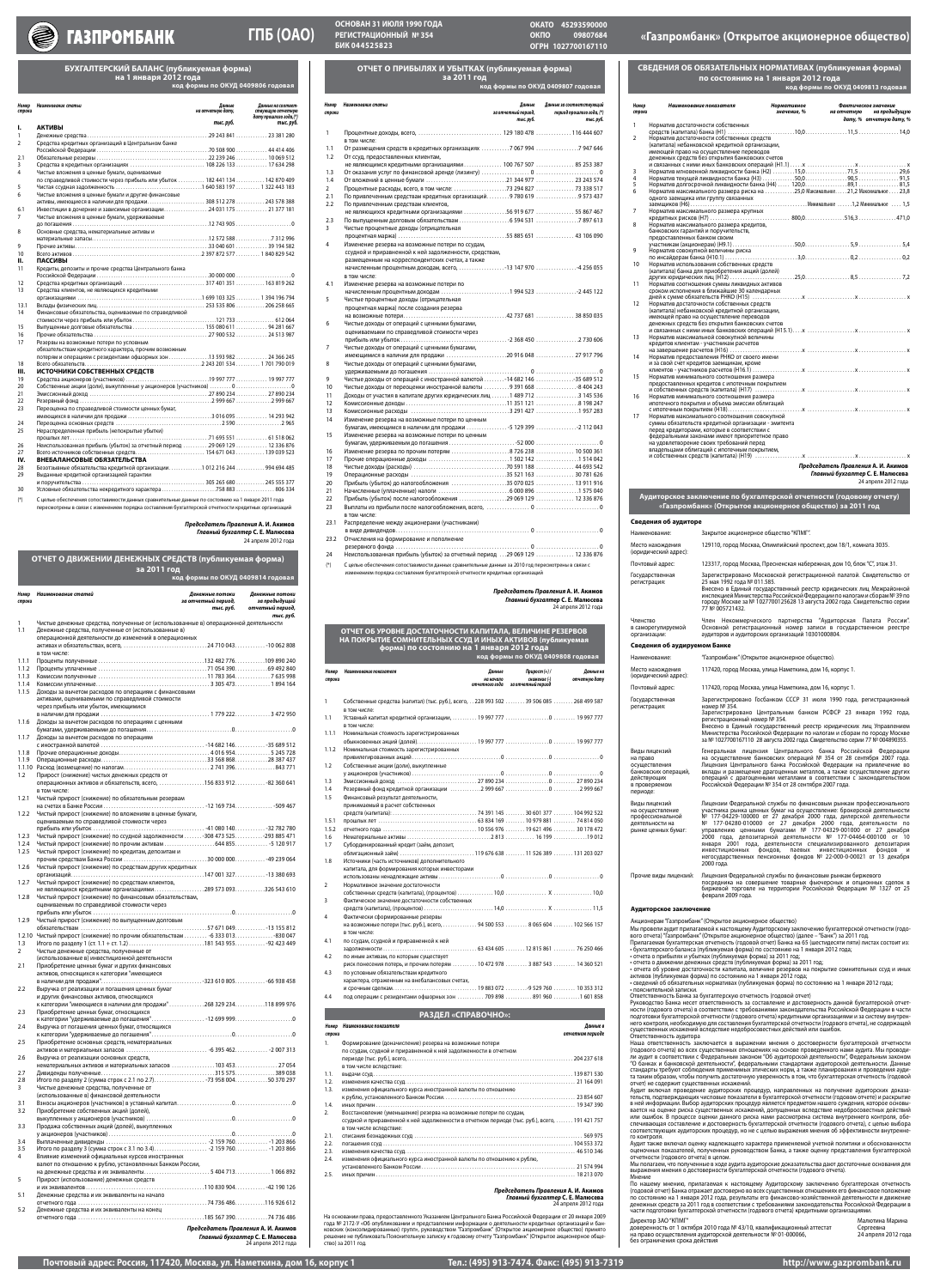# ГАЗПРОМБАНК ГПБ (ОАО)

ОСНОВАН 31 ИЮЛЯ 1990 ГОДА
РЕГИСТРАЦИОННЫЙ № 354
БИК 044525823

ОКАТО 45293590000
ОКПО 09807684
ОГРН 1027700167110

**«Газпромбанк» (Открытое акционерное общество)**

## БУХГАЛТЕРСКИЙ БАЛАНС (публикуемая форма) на 1 января 2012 года

код формы по ОКУД 0409806 годовая

| Номер строки | Наименование статьи | Данные на отчетную дату, тыс. руб. | Данные на соответствующую отчетную дату прошлого года,(*) тыс. руб. |
|---|---|---|---|
| **I.** | **АКТИВЫ** | | |
| 1 | Денежные средства | 29 243 841 | 23 381 280 |
| 2 | Средства кредитных организаций в Центральном банке Российской Федерации | 70 508 900 | 44 414 406 |
| 2.1 | Обязательные резервы | 22 239 246 | 10 069 512 |
| 3 | Средства в кредитных организациях | 108 226 133 | 17 634 298 |
| 4 | Чистые вложения в ценные бумаги, оцениваемые по справедливой стоимости через прибыль или убыток | 182 441 134 | 142 870 409 |
| 5 | Чистая ссудная задолженность | 1 640 583 197 | 1 322 443 183 |
| 6 | Чистые вложения в ценные бумаги и другие финансовые активы, имеющиеся в наличии для продажи | 308 512 278 | 243 578 388 |
| 6.1 | Инвестиции в дочерние и зависимые организации | 24 031 175 | 21 377 181 |
| 7 | Чистые вложения в ценные бумаги, удерживаемые до погашения | 12 743 905 | 0 |
| 8 | Основные средства, нематериальные активы и материальные запасы | 12 572 588 | 7 312 996 |
| 9 | Прочие активы | 33 040 601 | 39 194 582 |
| 10 | Всего активов | 2 397 872 577 | 1 840 829 542 |
| **II.** | **ПАССИВЫ** | | |
| 11 | Кредиты, депозиты и прочие средства Центрального банка Российской Федерации | 30 000 000 | 0 |
| 12 | Средства кредитных организаций | 317 401 351 | 163 819 262 |
| 13 | Средства клиентов, не являющихся кредитными организациями | 1 699 103 325 | 1 394 196 794 |
| 13.1 | Вклады физических лиц | 253 535 806 | 206 258 665 |
| 14 | Финансовые обязательства, оцениваемые по справедливой стоимости через прибыль или убыток | 121 733 | 612 064 |
| 15 | Выпущенные долговые обязательства | 155 080 611 | 94 281 667 |
| 16 | Прочие обязательства | 27 900 532 | 24 513 987 |
| 17 | Резервы на возможные потери по условным обязательствам кредитного характера, прочим возможным потерям и операциям с резидентами офшорных зон | 13 593 982 | 24 366 245 |
| 18 | Всего обязательств | 2 243 201 534 | 1 701 790 019 |
| **III.** | **ИСТОЧНИКИ СОБСТВЕННЫХ СРЕДСТВ** | | |
| 19 | Средства акционеров (участников) | 19 997 777 | 19 997 777 |
| 20 | Собственные акции (доли), выкупленные у акционеров (участников) | 0 | 0 |
| 21 | Эмиссионный доход | 27 890 234 | 27 890 234 |
| 22 | Резервный фонд | 2 999 667 | 2 999 667 |
| 23 | Переоценка по справедливой стоимости ценных бумаг, имеющихся в наличии для продажи | 3 016 095 | 14 293 942 |
| 24 | Переоценка основных средств | 2 590 | 2 965 |
| 25 | Нераспределенная прибыль (непокрытые убытки) прошлых лет | 71 695 551 | 61 518 062 |
| 26 | Неиспользованная прибыль (убыток) за отчетный период | 29 069 129 | 12 336 876 |
| 27 | Всего источников собственных средств | 154 671 043 | 139 039 523 |
| **IV.** | **ВНЕБАЛАНСОВЫЕ ОБЯЗАТЕЛЬСТВА** | | |
| 28 | Безотзывные обязательства кредитной организации | 1 012 216 244 | 994 694 485 |
| 29 | Выданные кредитной организацией гарантии и поручительства | 305 265 680 | 245 555 377 |
| 30 | Условные обязательства некредитного характера | 758 883 | 806 334 |

(*) С целью обеспечения сопоставимости данных сравнительные данные по состоянию на 1 января 2011 года пересмотрены в связи с изменением порядка составления бухгалтерской отчетности кредитными организациями

*Председатель Правления А. И. Акимов*
*Главный бухгалтер С. Е. Малюсова*
24 апреля 2012 года

## ОТЧЕТ О ДВИЖЕНИИ ДЕНЕЖНЫХ СРЕДСТВ (публикуемая форма) за 2011 год

код формы по ОКУД 0409814 годовая

| Номер строки | Наименование статей | Денежные потоки за отчетный период, тыс. руб. | Денежные потоки за предыдущий отчетный период, тыс. руб. |
|---|---|---|---|
| 1 | Чистые денежные средства, полученные от (использованные в) операционной деятельности | | |
| 1.1 | Денежные средства, полученные от (использованные в) операционной деятельности до изменений в операционных активах и обязательствах, всего, | 24 710 043 | -10 062 808 |
| | в том числе: | | |
| 1.1.1 | Проценты полученные | 132 482 776 | 109 890 240 |
| 1.1.2 | Проценты уплаченные | -71 054 390 | -69 492 840 |
| 1.1.3 | Комиссии полученные | 11 783 364 | 7 635 998 |
| 1.1.4 | Комиссии уплаченные | -3 305 473 | -1 894 164 |
| 1.1.5 | Доходы за вычетом расходов по операциям с финансовыми активами, оцениваемыми по справедливой стоимости через прибыль или убыток, имеющимися в наличии для продажи | 1 779 222 | 3 472 950 |
| 1.1.6 | Доходы за вычетом расходов по операциям с ценными бумагами, удерживаемыми до погашения | 0 | 0 |
| 1.1.7 | Доходы за вычетом расходов по операциям с иностранной валютой | -14 682 146 | -35 689 512 |
| 1.1.8 | Прочие операционные доходы | 4 016 954 | 5 245 728 |
| 1.1.9 | Операционные расходы | -33 568 868 | -28 387 437 |
| 1.1.10 | Расход (возмещение) по налогам | -2 741 396 | -843 771 |
| 1.2 | Прирост (снижение) чистых денежных средств от операционных активов и обязательств, всего, | 156 833 912 | -82 360 641 |
| | в том числе: | | |
| 1.2.1 | Чистый прирост (снижение) по обязательным резервам на счетах в Банке России | -12 169 734 | -509 467 |
| 1.2.2 | Чистый прирост (снижение) по вложениям в ценные бумаги, оцениваемым по справедливой стоимости через прибыль или убыток | -41 080 140 | -32 782 780 |
| 1.2.3 | Чистый прирост (снижение) по ссудной задолженности | -308 473 525 | -293 885 471 |
| 1.2.4 | Чистый прирост (снижение) по прочим активам | 644 855 | -5 120 917 |
| 1.2.5 | Чистый прирост (снижение) по кредитам, депозитам и прочим средствам Банка России | 30 000 000 | -49 239 064 |
| 1.2.6 | Чистый прирост (снижение) по средствам других кредитных организаций | 147 001 327 | -13 380 693 |
| 1.2.7 | Чистый прирост (снижение) по средствам клиентов, не являющихся кредитными организациями | 289 573 093 | 326 543 610 |
| 1.2.8 | Чистый прирост (снижение) по финансовым обязательствам, оцениваемым по справедливой стоимости через прибыль или убыток | 0 | 0 |
| 1.2.9 | Чистый прирост (снижение) по выпущенным долговым обязательствам | 57 671 049 | -13 155 812 |
| 1.2.10 | Чистый прирост (снижение) по прочим обязательствам | -6 333 013 | -830 047 |
| 1.3 | Итого по разделу 1 (ст. 1.1 + ст. 1.2) | 181 543 955 | -92 423 449 |
| 2 | Чистые денежные средства, полученные от (использованные в) инвестиционной деятельности | | |
| 2.1 | Приобретение ценных бумаг и других финансовых активов, относящихся к категории "имеющиеся в наличии для продажи" | -323 610 805 | -66 938 458 |
| 2.2 | Выручка от реализации и погашения ценных бумаг и других финансовых активов, относящихся к категории "имеющиеся в наличии для продажи" | 268 329 234 | 118 899 976 |
| 2.3 | Приобретение ценных бумаг, относящихся к категории "удерживаемые до погашения" | -12 699 999 | 0 |
| 2.4 | Выручка от погашения ценных бумаг, относящихся к категории "удерживаемые до погашения" | 0 | 0 |
| 2.5 | Приобретение основных средств, нематериальных активов и материальных запасов | -6 395 462 | -2 007 313 |
| 2.6 | Выручка от реализации основных средств, нематериальных активов и материальных запасов | 103 453 | 27 054 |
| 2.7 | Дивиденды полученные | 315 575 | 389 038 |
| 2.8 | Итого по разделу 2 (сумма строк с 2.1 по 2.7) | -73 958 004 | 50 370 297 |
| 3 | Чистые денежные средства, полученные от (использованные в) финансовой деятельности | | |
| 3.1 | Взносы акционеров (участников) в уставный капитал | 0 | 0 |
| 3.2 | Приобретение собственных акций (долей), выкупленных у акционеров (участников) | 0 | 0 |
| 3.3 | Продажа собственных акций (долей), выкупленных у акционеров (участников) | 0 | 0 |
| 3.4 | Выплаченные дивиденды | -2 159 760 | -1 203 866 |
| 3.5 | Итого по разделу 3 (сумма строк с 3.1 по 3.4) | -2 159 760 | -1 203 866 |
| 4 | Влияние изменений официальных курсов иностранных валют по отношению к рублю, установленных Банком России, на денежные средства и их эквиваленты | 5 404 713 | 1 066 892 |
| 5 | Прирост (использование) денежных средств и их эквивалентов | 110 830 904 | -42 190 126 |
| 5.1 | Денежные средства и их эквиваленты на начало отчетного года | 74 736 486 | 116 926 612 |
| 5.2 | Денежные средства и их эквиваленты на конец отчетного года | 185 567 390 | 74 736 486 |

*Председатель Правления А. И. Акимов*
*Главный бухгалтер С. Е. Малюсова*
24 апреля 2012 года

## ОТЧЕТ О ПРИБЫЛЯХ И УБЫТКАХ (публикуемая форма) за 2011 год

код формы по ОКУД 0409807 годовая

| Номер строки | Наименование статьи | Данные за отчетный период, тыс. руб. | Данные за соответствующий период прошлого года, (*) тыс. руб. |
|---|---|---|---|
| 1 | Процентные доходы, всего, | 129 180 478 | 116 444 607 |
| | в том числе: | | |
| 1.1 | От размещения средств в кредитных организациях | 7 067 994 | 7 947 646 |
| 1.2 | От ссуд, предоставленных клиентам, не являющимся кредитными организациями | 100 767 507 | 85 253 387 |
| 1.3 | От оказания услуг по финансовой аренде (лизингу) | 0 | 0 |
| 1.4 | От вложений в ценные бумаги | 21 344 977 | 23 243 574 |
| 2 | Процентные расходы, всего, в том числе: | 73 294 827 | 73 338 517 |
| 2.1 | По привлеченным средствам кредитных организаций | 9 780 619 | 9 573 437 |
| 2.2 | По привлеченным средствам клиентов, не являющихся кредитными организациями | 56 919 677 | 55 867 467 |
| 2.3 | По выпущенным долговым обязательствам | 6 594 531 | 7 897 613 |
| 3 | Чистые процентные доходы (отрицательная процентная маржа) | 55 885 651 | 43 106 090 |
| 4 | Изменение резерва на возможные потери по ссудам, ссудной и приравненной к ней задолженности, средствам, размещенным на корреспондентских счетах, а также начисленным процентным доходам, всего, | -13 147 970 | -4 256 055 |
| | в том числе: | | |
| 4.1 | Изменение резерва на возможные потери по начисленным процентным доходам | 1 994 523 | -2 445 122 |
| 5 | Чистые процентные доходы (отрицательная процентная маржа) после создания резерва на возможные потери | 42 737 681 | 38 850 035 |
| 6 | Чистые доходы от операций с ценными бумагами, оцениваемыми по справедливой стоимости через прибыль или убыток | -2 368 450 | -2 730 606 |
| 7 | Чистые доходы от операций с ценными бумагами, имеющимися в наличии для продажи | 20 916 048 | 27 917 796 |
| 8 | Чистые доходы от операций с ценными бумагами, удерживаемыми до погашения | 0 | 0 |
| 9 | Чистые доходы от операций с иностранной валютой | -14 682 146 | -35 689 512 |
| 10 | Чистые доходы от переоценки иностранной валюты | 9 391 668 | -8 404 243 |
| 11 | Доходы от участия в капитале других юридических лиц | 1 489 712 | 3 145 536 |
| 12 | Комиссионные доходы | 11 351 121 | 8 198 247 |
| 13 | Комиссионные расходы | 3 291 427 | 1 957 283 |
| 14 | Изменение резерва на возможные потери по ценным бумагам, имеющимся в наличии для продажи | -5 129 399 | -2 112 043 |
| 15 | Изменение резерва на возможные потери по ценным бумагам, удерживаемым до погашения | -52 000 | 0 |
| 16 | Изменение резерва по прочим потерям | 8 726 238 | 10 500 361 |
| 17 | Прочие операционные доходы | 1 502 142 | 1 514 042 |
| 18 | Чистые доходы (расходы) | 70 591 188 | 44 693 542 |
| 19 | Операционные расходы | 35 521 163 | 30 781 626 |
| 20 | Прибыль (убыток) до налогообложения | 35 070 025 | 13 911 916 |
| 21 | Начисленные (уплаченные) налоги | 6 000 896 | 1 575 040 |
| 22 | Прибыль (убыток) после налогообложения | 29 069 129 | 12 336 876 |
| 23 | Выплаты из прибыли после налогообложения, всего, | 0 | 0 |
| | в том числе: | | |
| 23.1 | Распределение между акционерами (участниками) в виде дивидендов | 0 | 0 |
| 23.2 | Отчисления на формирование и пополнение резервного фонда | 0 | 0 |
| 24 | Неиспользованная прибыль (убыток) за отчетный период | 29 069 129 | 12 336 876 |

(*) С целью обеспечения сопоставимости данных сравнительные данные за 2010 год пересмотрены в связи с изменением порядка составления бухгалтерской отчетности кредитными организациями

*Председатель Правления А. И. Акимов*
*Главный бухгалтер С. Е. Малюсова*
24 апреля 2012 года

## ОТЧЕТ ОБ УРОВНЕ ДОСТАТОЧНОСТИ КАПИТАЛА, ВЕЛИЧИНЕ РЕЗЕРВОВ НА ПОКРЫТИЕ СОМНИТЕЛЬНЫХ ССУД И ИНЫХ АКТИВОВ (публикуемая форма) по состоянию на 1 января 2012 года

код формы по ОКУД 0409808 годовая

| Номер строки | Наименование показателя | Данные на начало отчетного года | Прирост (+)/снижение (-) за отчетный период | Данные на отчетную дату |
|---|---|---|---|---|
| 1 | Собственные средства (капитал) (тыс. руб.), всего, в том числе: | 228 993 502 | 39 506 085 | 268 499 587 |
| 1.1 | Уставный капитал кредитной организации, в том числе: | 19 997 777 | 0 | 19 997 777 |
| 1.1.1 | Номинальная стоимость зарегистрированных обыкновенных акций (долей) | 19 997 777 | 0 | 19 997 777 |
| 1.1.2 | Номинальная стоимость зарегистрированных привилегированных акций | 0 | 0 | 0 |
| 1.2 | Собственные акции (доли), выкупленные у акционеров (участников) | 0 | 0 | 0 |
| 1.3 | Эмиссионный доход | 27 890 234 | 0 | 27 890 234 |
| 1.4 | Резервный фонд кредитной организации | 2 999 667 | 0 | 2 999 667 |
| 1.5 | Финансовый результат деятельности, принимаемый в расчет собственных средств (капитала): | 74 391 145 | 30 601 377 | 104 992 522 |
| 1.5.1 | прошлых лет | 63 834 169 | 10 979 881 | 74 814 050 |
| 1.5.2 | отчетного года | 10 556 976 | 19 621 496 | 30 178 472 |
| 1.6 | Нематериальные активы | 2 813 | 16 199 | 19 012 |
| 1.7 | Субординированный кредит (займ, депозит, облигационный займ) | 119 676 638 | 11 526 389 | 131 203 027 |
| 1.8 | Источники (часть источников) дополнительного капитала, для формирования которых инвесторами использованы ненадлежащие активы | 0 | 0 | 0 |
| 2 | Нормативное значение достаточности собственных средств (капитала), (процентов) | 10,0 | X | 10,0 |
| 3 | Фактическое значение достаточности собственных средств (капитала), (процентов) | 14,0 | X | 11,5 |
| 4 | Фактически сформированные резервы на возможные потери (тыс. руб.), всего, в том числе: | 94 500 553 | 8 065 604 | 102 566 157 |
| 4.1 | по ссудам, ссудной и приравненной к ней задолженности | 63 434 605 | 12 815 861 | 76 250 466 |
| 4.2 | по иным активам, по которым существует риск понесения потерь, и прочим потерям | 10 472 978 | 3 887 543 | 14 360 521 |
| 4.3 | по условным обязательствам кредитного характера, отраженным на внебалансовых счетах, и срочным сделкам | 19 883 072 | -9 529 760 | 10 353 312 |
| 4.4 | под операции с резидентами офшорных зон | 709 898 | 891 960 | 1 601 858 |

### РАЗДЕЛ «СПРАВОЧНО»:

| Номер строки | Наименование показателя | Данные в отчетном периоде |
|---|---|---|
| 1. | Формирование (доначисление) резерва на возможные потери по ссудам, ссудной и приравненной к ней задолженности в отчетном периоде (тыс. руб.), всего, | 204 237 618 |
| | в том числе вследствие: | |
| 1.1. | выдачи ссуд | 139 871 530 |
| 1.2. | изменения качества ссуд | 21 164 091 |
| 1.3. | изменения официального курса иностранной валюты по отношению к рублю, установленного Банком России | 23 854 607 |
| 1.4. | иных причин | 19 347 390 |
| 2. | Восстановление (уменьшение) резерва на возможные потери по ссудам, ссудной и приравненной к ней задолженности в отчетном периоде (тыс. руб.), всего, | 191 421 757 |
| | в том числе вследствие: | |
| 2.1. | списания безнадежных ссуд | 569 975 |
| 2.2. | погашения ссуд | 104 553 372 |
| 2.3. | изменения качества ссуд | 46 510 346 |
| 2.4. | изменения официального курса иностранной валюты по отношению к рублю, установленного Банком России | 21 574 994 |
| 2.5. | иных причин | 18 213 070 |

*Председатель Правления А. И. Акимов*
*Главный бухгалтер С. Е. Малюсова*
24 апреля 2012 года

На основании права, предоставленного Указанием Центрального Банка Российской Федерации от 20 января 2009 года № 2172-У «Об опубликовании и представлении информации о деятельности кредитных организаций и банковских (консолидированных) групп», руководством "Газпромбанк" (Открытое акционерное общество) принято решение не публиковать Пояснительную записку к годовому отчету "Газпромбанк" (Открытое акционерное общество) за 2011 год.

## СВЕДЕНИЯ ОБ ОБЯЗАТЕЛЬНЫХ НОРМАТИВАХ (публикуемая форма) по состоянию на 1 января 2012 года

код формы по ОКУД 0409813 годовая

| Номер строки | Наименование показателя | Нормативное значение, % | Фактическое значение на отчетную дату, % | Фактическое значение на предыдущую отчетную дату, % |
|---|---|---|---|---|
| 1 | Норматив достаточности собственных средств (капитала) банка (Н1) | 10,0 | 11,5 | 14,0 |
| 2 | Норматив достаточности собственных средств (капитала) небанковской кредитной организации, имеющей право на осуществление переводов денежных средств без открытия банковских счетов и связанных с ними иных банковских операций (Н1.1) | x | x | x |
| 3 | Норматив мгновенной ликвидности банка (Н2) | 15,0 | 71,5 | 29,6 |
| 4 | Норматив текущей ликвидности банка (Н3) | 50,0 | 90,5 | 91,5 |
| 5 | Норматив долгосрочной ликвидности банка (Н4) | 120,0 | 89,1 | 81,5 |
| 6 | Норматив максимального размера риска на одного заемщика или группу связанных заемщиков (Н6) | 25,0 | Максимальное 21,2; Минимальное 1,2 | Максимальное 23,8; Минимальное 1,5 |
| 7 | Норматив максимального размера крупных кредитных рисков (Н7) | 800,0 | 516,3 | 471,0 |
| 8 | Норматив максимального размера кредитов, банковских гарантий и поручительств, предоставленных банком своим участникам (акционерам) (Н9.1) | 50,0 | 5,9 | 5,4 |
| 9 | Норматив совокупной величины риска по инсайдерам банка (Н10.1) | 3,0 | 0,2 | 0,2 |
| 10 | Норматив использования собственных средств (капитала) банка для приобретения акций (долей) других юридических лиц (Н12) | 25,0 | 8,5 | 7,2 |
| 11 | Норматив соотношения суммы ликвидных активов сроком исполнения в ближайшие 30 календарных дней к сумме обязательств РНКО (Н15) | x | x | x |
| 12 | Норматив достаточности собственных средств (капитала) небанковской кредитной организации, имеющей право на осуществление переводов денежных средств без открытия банковских счетов и связанных с ними иных банковских операций (Н15.1) | x | x | x |
| 13 | Норматив максимальной совокупной величины кредитов клиентам - участникам расчетов на завершение расчетов (Н16) | x | x | x |
| 14 | Норматив предоставления РНКО от своего имени и за свой счет кредитов заемщикам, кроме клиентов - участников расчетов (Н16.1) | x | x | x |
| 15 | Норматив минимального соотношения размера предоставленных кредитов с ипотечным покрытием и собственных средств (капитала) (Н17) | x | x | x |
| 16 | Норматив минимального соотношения размера ипотечного покрытия и объема эмиссии облигаций с ипотечным покрытием (Н18) | x | x | x |
| 17 | Норматив максимального соотношения совокупной суммы обязательств кредитной организации - эмитента перед кредиторами, которые в соответствии с федеральными законами имеют приоритетное право на удовлетворение своих требований перед владельцами облигаций с ипотечным покрытием, и собственных средств (капитала) (Н19) | x | x | x |

*Председатель Правления А. И. Акимов*
*Главный бухгалтер С. Е. Малюсова*
24 апреля 2012 года

## Аудиторское заключение по бухгалтерской отчетности (годовому отчету) «Газпромбанк» (Открытое акционерное общество) за 2011 год

### Сведения об аудиторе

| | |
|---|---|
| Наименование: | Закрытое акционерное общество "КПМГ". |
| Место нахождения (юридический адрес): | 129110, город Москва, Олимпийский проспект, дом 18/1, комната 3035. |
| Почтовый адрес: | 123317, город Москва, Пресненская набережная, дом 10, блок "С", этаж 31. |
| Государственная регистрация: | Зарегистрировано Московской регистрационной палатой. Свидетельство от 25 мая 1992 года № 011.585. Внесено в Единый государственный реестр юридических лиц Межрайонной инспекцией Министерства Российской Федерации по налогам и сборам № 39 по городу Москве за № 1027700125628 13 августа 2002 года. Свидетельство серии 77 № 005721432. |
| Членство в саморегулируемой организации: | Член Некоммерческого партнерства "Аудиторская Палата России". Основной регистрационный номер записи в государственном реестре аудиторов и аудиторских организаций 10301000804. |

### Сведения об аудируемом Банке

| | |
|---|---|
| Наименование: | "Газпромбанк" (Открытое акционерное общество). |
| Место нахождения (юридический адрес): | 117420, город Москва, улица Наметкина, дом 16, корпус 1. |
| Почтовый адрес: | 117420, город Москва, улица Наметкина, дом 16, корпус 1. |
| Государственная регистрация: | Зарегистрировано Госбанком СССР 31 июля 1990 года, регистрационный номер № 354. Зарегистрировано Центральным банком РСФСР 23 января 1992 года, регистрационный номер № 354. Внесено в Единый государственный реестр юридических лиц Управлением Министерства Российской Федерации по налогам и сборам по городу Москве за № 1027700167110 28 августа 2002 года. Свидетельство серии 77 № 004890355. |
| Виды лицензий на право осуществления банковских операций, действующих в проверяемом периоде: | Генеральная лицензия Центрального банка Российской Федерации на осуществление банковских операций № 354 от 28 сентября 2007 года. Лицензия Центрального банка Российской Федерации на привлечение во вклады и размещение драгоценных металлов, а также осуществление других операций с драгоценными металлами в соответствии с законодательством Российской Федерации № 354 от 28 сентября 2007 года. |
| Виды лицензий на осуществление профессиональной деятельности на рынке ценных бумаг: | Лицензии Федеральной службы по финансовым рынкам профессионального участника рынка ценных бумаг на осуществление: брокерской деятельности № 177-04229-100000 от 27 декабря 2000 года; дилерской деятельности № 177-04280-010000 от 27 декабря 2000 года, деятельности по управлению ценными бумагами № 177-04329-001000 от 27 декабря 2000 года; депозитарной деятельности № 177-04464-000100 от 10 января 2001 года, деятельности специализированного депозитария инвестиционных фондов, паевых инвестиционных фондов и негосударственных пенсионных фондов № 22-000-0-00021 от 13 декабря 2000 года. |
| Прочие виды лицензий: | Лицензия Федеральной службы по финансовым рынкам биржевого посредника на совершение товарных фьючерсных и опционных сделок в биржевой торговле на территории Российской Федерации № 1327 от 25 февраля 2009 года. |

### Аудиторское заключение

Акционерам "Газпромбанк" (Открытое акционерное общество)

Мы провели аудит прилагаемой к настоящему Аудиторскому заключению бухгалтерской отчетности (годового отчета) "Газпромбанк" (Открытое акционерное общество) (далее – "Банк") за 2011 год.

Прилагаемая бухгалтерская отчетность (годовой отчет) Банка на 65 (шестидесяти пяти) листах состоит из:
- бухгалтерского баланса (публикуемая форма) по состоянию на 1 января 2012 года;
- отчета о прибылях и убытках (публикуемая форма) за 2011 год;
- отчета о движении денежных средств (публикуемая форма) за 2011 год;
- отчета об уровне достаточности капитала, величине резервов на покрытие сомнительных ссуд и иных активов (публикуемая форма) по состоянию на 1 января 2012 года;
- сведений об обязательных нормативах (публикуемая форма) по состоянию на 1 января 2012 года;
- пояснительной записки.

Ответственность Банка за бухгалтерскую отчетность (годовой отчет)

Руководство Банка несет ответственность за составление и достоверность данной бухгалтерской отчетности (годового отчета) в соответствии с требованиями законодательства Российской Федерации в части подготовки бухгалтерской отчетности (годового отчета) кредитными организациями и за систему внутреннего контроля, необходимую для составления бухгалтерской отчетности (годового отчета), не содержащей существенных искажений вследствие недобросовестных действий или ошибок.

Ответственность аудитора

Наша ответственность заключается в выражении мнения о достоверности бухгалтерской отчетности (годового отчета) во всех существенных отношениях на основе проведенного нами аудита. Мы провели аудит в соответствии с Федеральным законом "Об аудиторской деятельности", Федеральным законом "О банках и банковской деятельности", федеральными стандартами аудиторской деятельности. Данные стандарты требуют соблюдения применимых этических норм, а также планирования и проведения аудита таким образом, чтобы получить достаточную уверенность в том, что бухгалтерская отчетность (годовой отчет) не содержит существенных искажений.

Аудит включал проведение аудиторских процедур, направленных на получение аудиторских доказательств, подтверждающих числовые показатели в бухгалтерской отчетности (годовом отчете) и раскрытие в ней информации. Выбор аудиторских процедур является предметом нашего суждения, которое основывается на оценке риска существенных искажений, допущенных вследствие недобросовестных действий или ошибок. В процессе оценки данного риска нами рассмотрена система внутреннего контроля, обеспечивающая составление и достоверность бухгалтерской отчетности (годового отчета), с целью выбора соответствующих аудиторских процедур, но не с целью выражения мнения об эффективности внутреннего контроля.

Аудит также включал оценку надлежащего характера применяемой учетной политики и обоснованности оценочных показателей, полученных руководством Банка, а также оценку представления бухгалтерской отчетности (годового отчета) в целом.

Мы полагаем, что полученные в ходе аудита аудиторские доказательства дают достаточные основания для выражения мнения о достоверности бухгалтерской отчетности (годового отчета).

Мнение

По нашему мнению, прилагаемая к настоящему Аудиторскому заключению бухгалтерская отчетность (годовой отчет) банка отражает достоверно во всех существенных отношениях его финансовое положение по состоянию на 1 января 2012 года, результаты его финансово-хозяйственной деятельности и движение денежных средств за 2011 год в соответствии с требованиями законодательства Российской Федерации в части подготовки бухгалтерской отчетности (годового отчета) кредитными организациями.

Директор ЗАО "КПМГ" (доверенность от 1 октября 2010 года № 43/10, квалификационный аттестат на право осуществления аудиторской деятельности № 01-000066, без ограничения срока действия) — Малютина Марина Сергеевна

24 апреля 2012 года

Почтовый адрес: Россия, 117420, Москва, ул. Наметкина, дом 16, корпус 1 | Тел.: (495) 913-7474. Факс: (495) 913-7319 | http://www.gazprombank.ru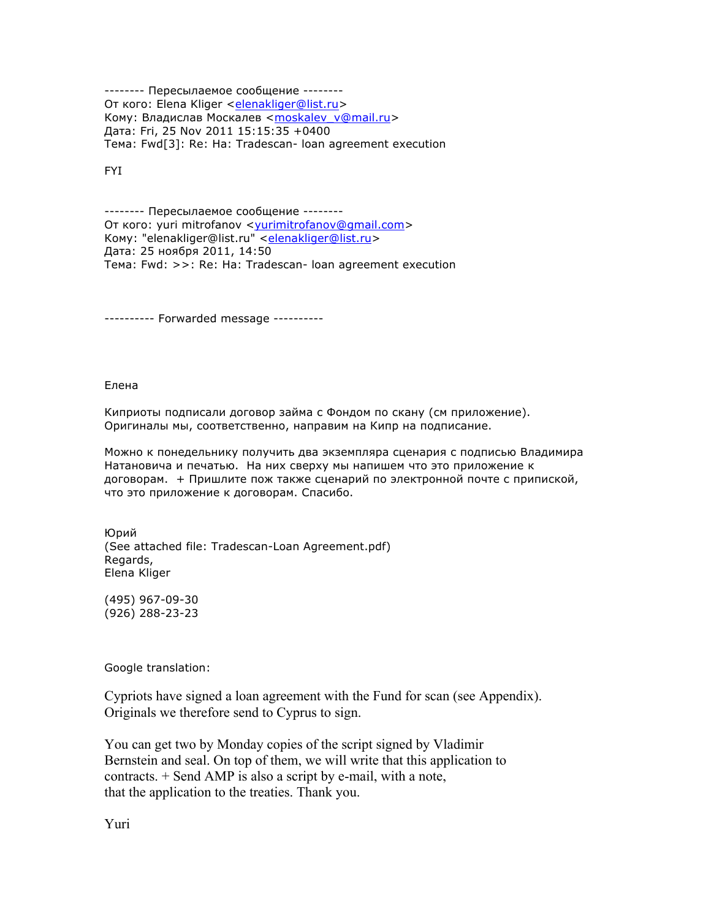-------- Пересылаемое сообщение --------
От кого: Elena Kliger <elenakliger@list.ru>
Кому: Владислав Москалев <moskalev_v@mail.ru>
Дата: Fri, 25 Nov 2011 15:15:35 +0400
Тема: Fwd[3]: Re: Ha: Tradescan- loan agreement execution

FYI

-------- Пересылаемое сообщение --------
От кого: yuri mitrofanov <yurimitrofanov@gmail.com>
Кому: "elenakliger@list.ru" <elenakliger@list.ru>
Дата: 25 ноября 2011, 14:50
Тема: Fwd: >>: Re: Ha: Tradescan- loan agreement execution

---------- Forwarded message ----------

Елена

Киприоты подписали договор займа с Фондом по скану (см приложение).
Оригиналы мы, соответственно, направим на Кипр на подписание.

Можно к понедельнику получить два экземпляра сценария с подписью Владимира Натановича и печатью. На них сверху мы напишем что это приложение к договорам. + Пришлите пож также сценарий по электронной почте с припиской, что это приложение к договорам. Спасибо.

Юрий
(See attached file: Tradescan-Loan Agreement.pdf)
Regards,
Elena Kliger

(495) 967-09-30
(926) 288-23-23

Google translation:

Cypriots have signed a loan agreement with the Fund for scan (see Appendix).
Originals we therefore send to Cyprus to sign.

You can get two by Monday copies of the script signed by Vladimir Bernstein and seal. On top of them, we will write that this application to contracts. + Send AMP is also a script by e-mail, with a note, that the application to the treaties. Thank you.

Yuri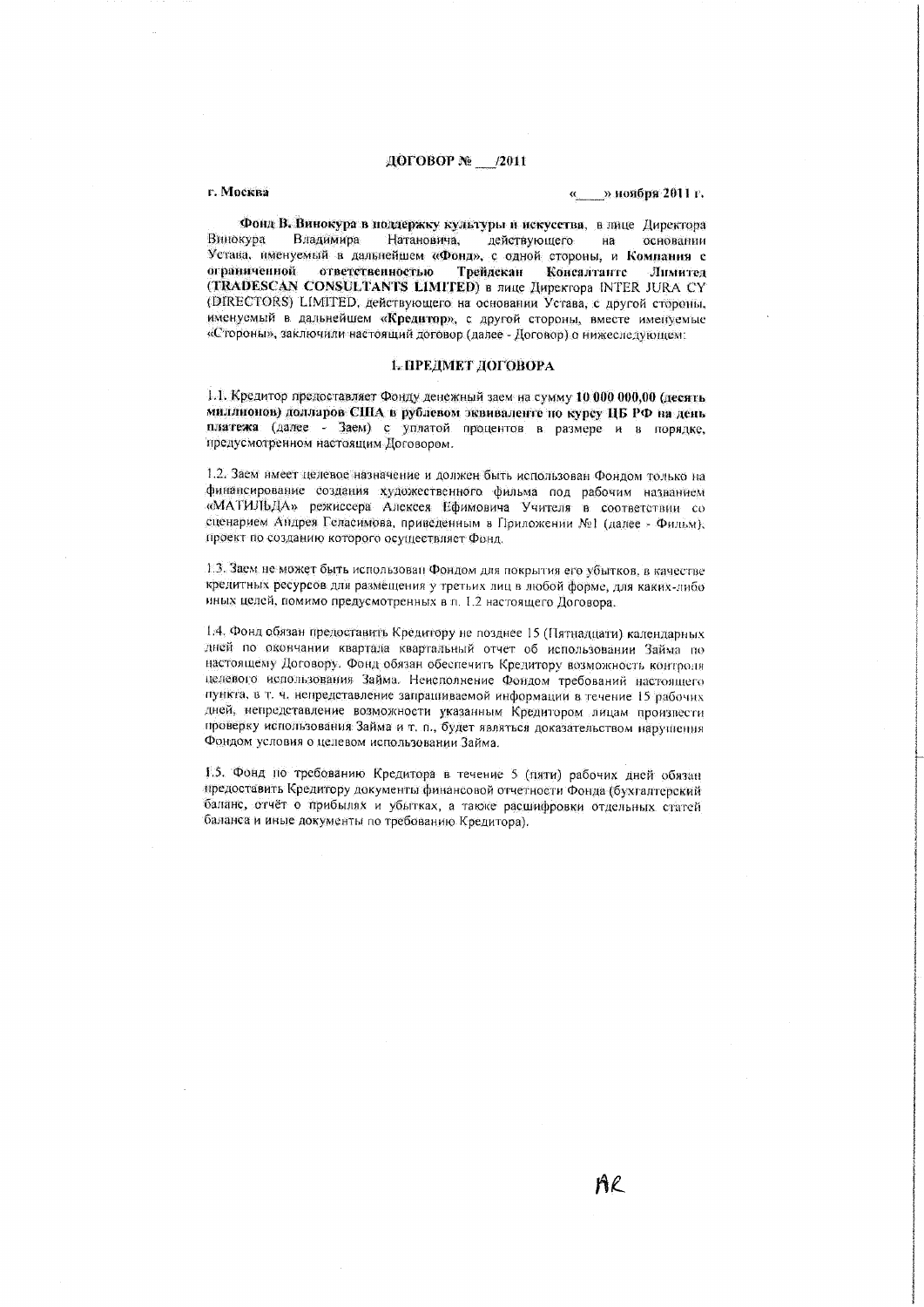**ДОГОВОР № \_\_\_/2011**

**г. Москва** «\_\_\_\_» ноября 2011 г.

**Фонд В. Винокура в поддержку культуры и искусства**, в лице Директора Винокура Владимира Натановича, действующего на основании Устава, именуемый в дальнейшем **«Фонд»**, с одной стороны, и **Компания с ограниченной ответственностью Трейдскан Консалтантс Лимитед (TRADESCAN CONSULTANTS LIMITED)** в лице Директора INTER JURA CY (DIRECTORS) LIMITED, действующего на основании Устава, с другой стороны, именуемый в дальнейшем **«Кредитор»**, с другой стороны, вместе именуемые «Стороны», заключили настоящий договор (далее - Договор) о нижеследующем:

## 1. ПРЕДМЕТ ДОГОВОРА

1.1. Кредитор предоставляет Фонду денежный заем на сумму **10 000 000,00 (десять миллионов) долларов США в рублевом эквиваленте по курсу ЦБ РФ на день платежа** (далее - Заем) с уплатой процентов в размере и в порядке, предусмотренном настоящим Договором.

1.2. Заем имеет целевое назначение и должен быть использован Фондом только на финансирование создания художественного фильма под рабочим названием «МАТИЛЬДА» режиссера Алексея Ефимовича Учителя в соответствии со сценарием Андрея Геласимова, приведенным в Приложении №1 (далее - Фильм), проект по созданию которого осуществляет Фонд.

1.3. Заем не может быть использован Фондом для покрытия его убытков, в качестве кредитных ресурсов для размещения у третьих лиц в любой форме, для каких-либо иных целей, помимо предусмотренных в п. 1.2 настоящего Договора.

1.4. Фонд обязан предоставить Кредитору не позднее 15 (Пятнадцати) календарных дней по окончании квартала квартальный отчет об использовании Займа по настоящему Договору. Фонд обязан обеспечить Кредитору возможность контроля целевого использования Займа. Неисполнение Фондом требований настоящего пункта, в т. ч. непредставление запрашиваемой информации в течение 15 рабочих дней, непредставление возможности указанным Кредитором лицам произвести проверку использования Займа и т. п., будет являться доказательством нарушения Фондом условия о целевом использовании Займа.

1.5. Фонд по требованию Кредитора в течение 5 (пяти) рабочих дней обязан предоставить Кредитору документы финансовой отчетности Фонда (бухгалтерский баланс, отчёт о прибылях и убытках, а также расшифровки отдельных статей баланса и иные документы по требованию Кредитора).

AR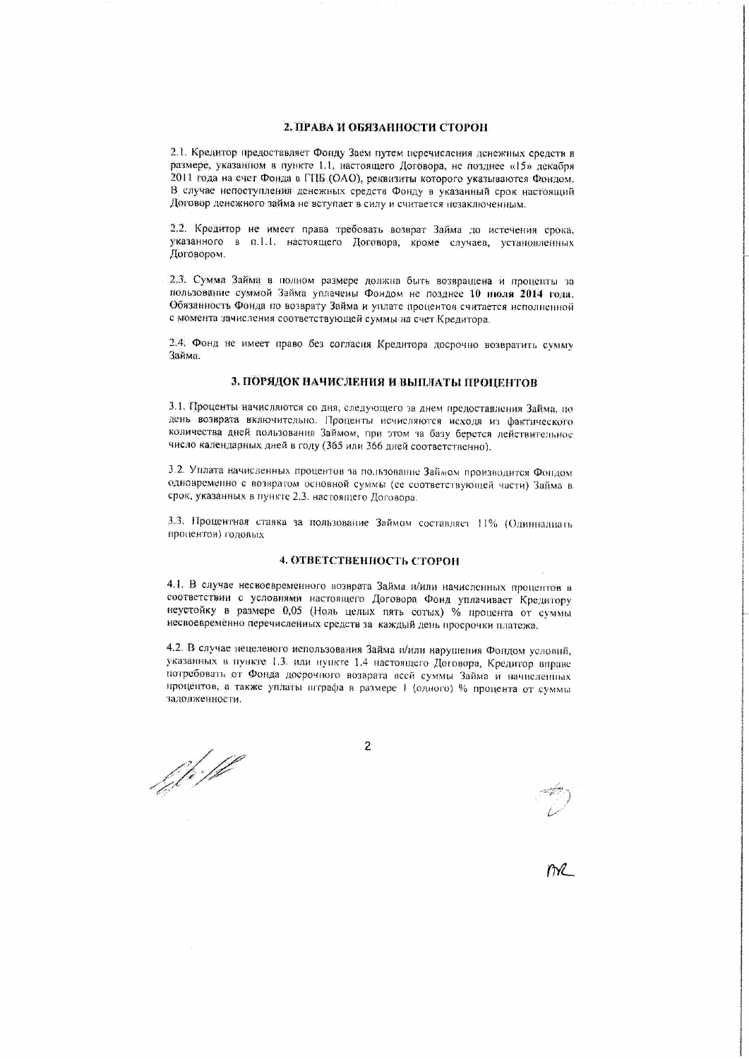## 2. ПРАВА И ОБЯЗАННОСТИ СТОРОН

2.1. Кредитор предоставляет Фонду Заем путем перечисления денежных средств в размере, указанном в пункте 1.1. настоящего Договора, не позднее «15» декабря 2011 года на счет Фонда в ГПБ (ОАО), реквизиты которого указываются Фондом. В случае непоступления денежных средств Фонду в указанный срок настоящий Договор денежного займа не вступает в силу и считается незаключенным.

2.2. Кредитор не имеет права требовать возврат Займа до истечения срока, указанного в п.1.1. настоящего Договора, кроме случаев, установленных Договором.

2.3. Сумма Займа в полном размере должна быть возвращена и проценты за пользование суммой Займа уплачены Фондом не позднее **10 июля 2014 года**. Обязанность Фонда по возврату Займа и уплате процентов считается исполненной с момента зачисления соответствующей суммы на счет Кредитора.

2.4. Фонд не имеет право без согласия Кредитора досрочно возвратить сумму Займа.

## 3. ПОРЯДОК НАЧИСЛЕНИЯ И ВЫПЛАТЫ ПРОЦЕНТОВ

3.1. Проценты начисляются со дня, следующего за днем предоставления Займа, по день возврата включительно. Проценты исчисляются исходя из фактического количества дней пользования Займом, при этом за базу берется действительное число календарных дней в году (365 или 366 дней соответственно).

3.2. Уплата начисленных процентов за пользование Займом производится Фондом одновременно с возвратом основной суммы (ее соответствующей части) Займа в срок, указанных в пункте 2.3. настоящего Договора.

3.3. Процентная ставка за пользование Займом составляет 11% (Одиннадцать процентов) годовых.

## 4. ОТВЕТСТВЕННОСТЬ СТОРОН

4.1. В случае несвоевременного возврата Займа и/или начисленных процентов в соответствии с условиями настоящего Договора Фонд уплачивает Кредитору неустойку в размере 0,05 (Ноль целых пять сотых) % процента от суммы несвоевременно перечисленных средств за каждый день просрочки платежа.

4.2. В случае нецелевого использования Займа и/или нарушения Фондом условий, указанных в пункте 1.3. или пункте 1.4 настоящего Договора, Кредитор вправе потребовать от Фонда досрочного возврата всей суммы Займа и начисленных процентов, а также уплаты штрафа в размере 1 (одного) % процента от суммы задолженности.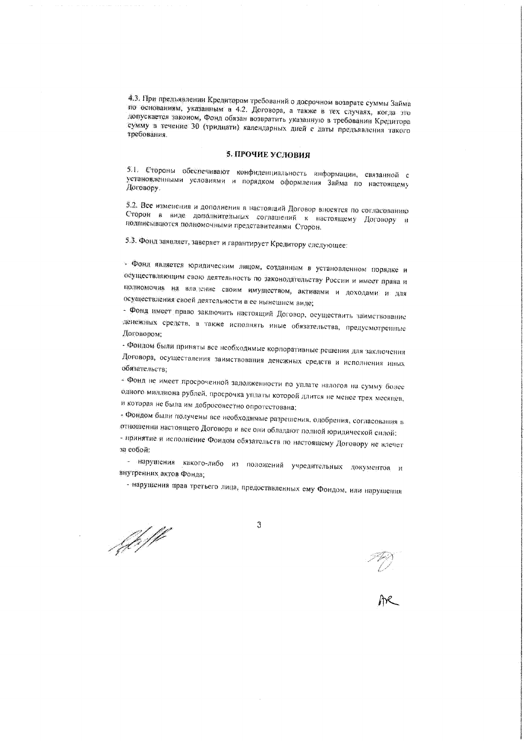4.3. При предъявлении Кредитором требований о досрочном возврате суммы Займа по основаниям, указанным в 4.2. Договора, а также в тех случаях, когда это допускается законом, Фонд обязан возвратить указанную в требовании Кредитора сумму в течение 30 (тридцати) календарных дней с даты предъявления такого требования.

## 5. ПРОЧИЕ УСЛОВИЯ

5.1. Стороны обеспечивают конфиденциальность информации, связанной с установленными условиями и порядком оформления Займа по настоящему Договору.

5.2. Все изменения и дополнения в настоящий Договор вносятся по согласованию Сторон в виде дополнительных соглашений к настоящему Договору и подписываются полномочными представителями Сторон.

5.3. Фонд заявляет, заверяет и гарантирует Кредитору следующее:

- Фонд является юридическим лицом, созданным в установленном порядке и осуществляющим свою деятельность по законодательству России и имеет права и полномочия на владение своим имуществом, активами и доходами и для осуществления своей деятельности в ее нынешнем виде;
- Фонд имеет право заключить настоящий Договор, осуществить заимствование денежных средств, а также исполнять иные обязательства, предусмотренные Договором;
- Фондом были приняты все необходимые корпоративные решения для заключения Договора, осуществления заимствования денежных средств и исполнения иных обязательств;
- Фонд не имеет просроченной задолженности по уплате налогов на сумму более одного миллиона рублей, просрочка уплаты которой длится не менее трех месяцев, и которая не была им добросовестно опротестована;
- Фондом были получены все необходимые разрешения, одобрения, согласования в отношении настоящего Договора и все они обладают полной юридической силой;
- принятие и исполнение Фондом обязательств по настоящему Договору не влечет за собой:
  - нарушения какого-либо из положений учредительных документов и внутренних актов Фонда;
  - нарушения прав третьего лица, предоставленных ему Фондом, или нарушения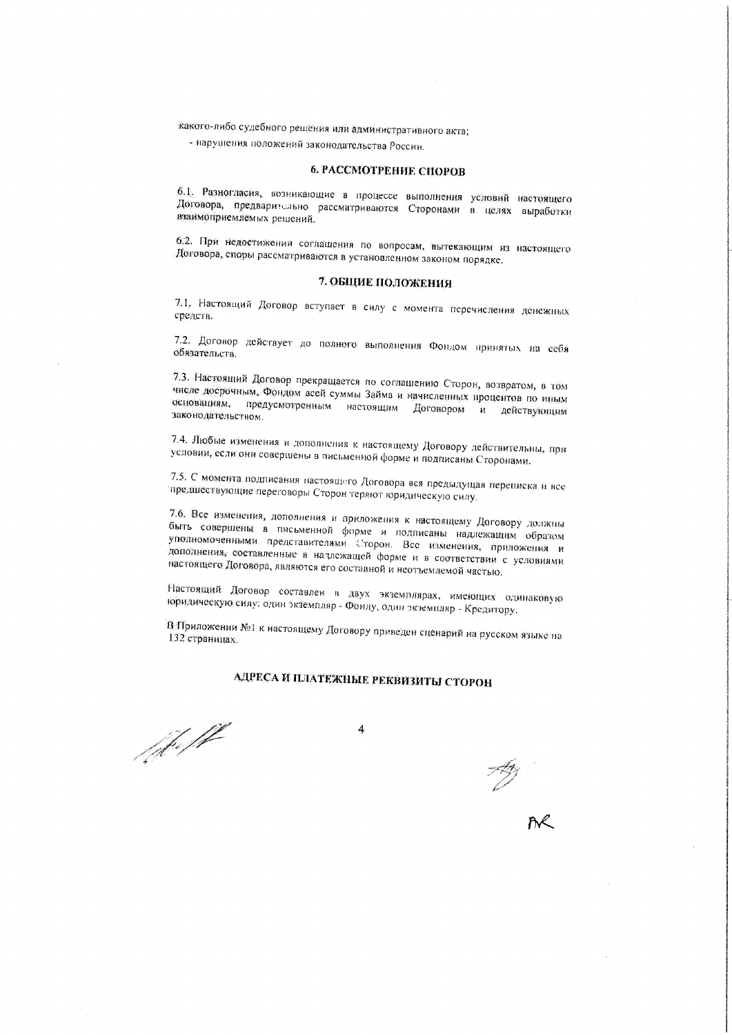какого-либо судебного решения или административного акта;

- нарушения положений законодательства России.

## 6. РАССМОТРЕНИЕ СПОРОВ

6.1. Разногласия, возникающие в процессе выполнения условий настоящего Договора, предварительно рассматриваются Сторонами в целях выработки взаимоприемлемых решений.

6.2. При недостижении соглашения по вопросам, вытекающим из настоящего Договора, споры рассматриваются в установленном законом порядке.

## 7. ОБЩИЕ ПОЛОЖЕНИЯ

7.1. Настоящий Договор вступает в силу с момента перечисления денежных средств.

7.2. Договор действует до полного выполнения Фондом принятых на себя обязательств.

7.3. Настоящий Договор прекращается по соглашению Сторон, возвратом, в том числе досрочным, Фондом всей суммы Займа и начисленных процентов по иным основаниям, предусмотренным настоящим Договором и действующим законодательством.

7.4. Любые изменения и дополнения к настоящему Договору действительны, при условии, если они совершены в письменной форме и подписаны Сторонами.

7.5. С момента подписания настоящего Договора вся предыдущая переписка и все предшествующие переговоры Сторон теряют юридическую силу.

7.6. Все изменения, дополнения и приложения к настоящему Договору должны быть совершены в письменной форме и подписаны надлежащим образом уполномоченными представителями Сторон. Все изменения, приложения и дополнения, составленные в надлежащей форме и в соответствии с условиями настоящего Договора, являются его составной и неотъемлемой частью.

Настоящий Договор составлен в двух экземплярах, имеющих одинаковую юридическую силу: один экземпляр - Фонду, один экземпляр - Кредитору.

В Приложении №1 к настоящему Договору приведен сценарий на русском языке на 132 страницах.

## АДРЕСА И ПЛАТЕЖНЫЕ РЕКВИЗИТЫ СТОРОН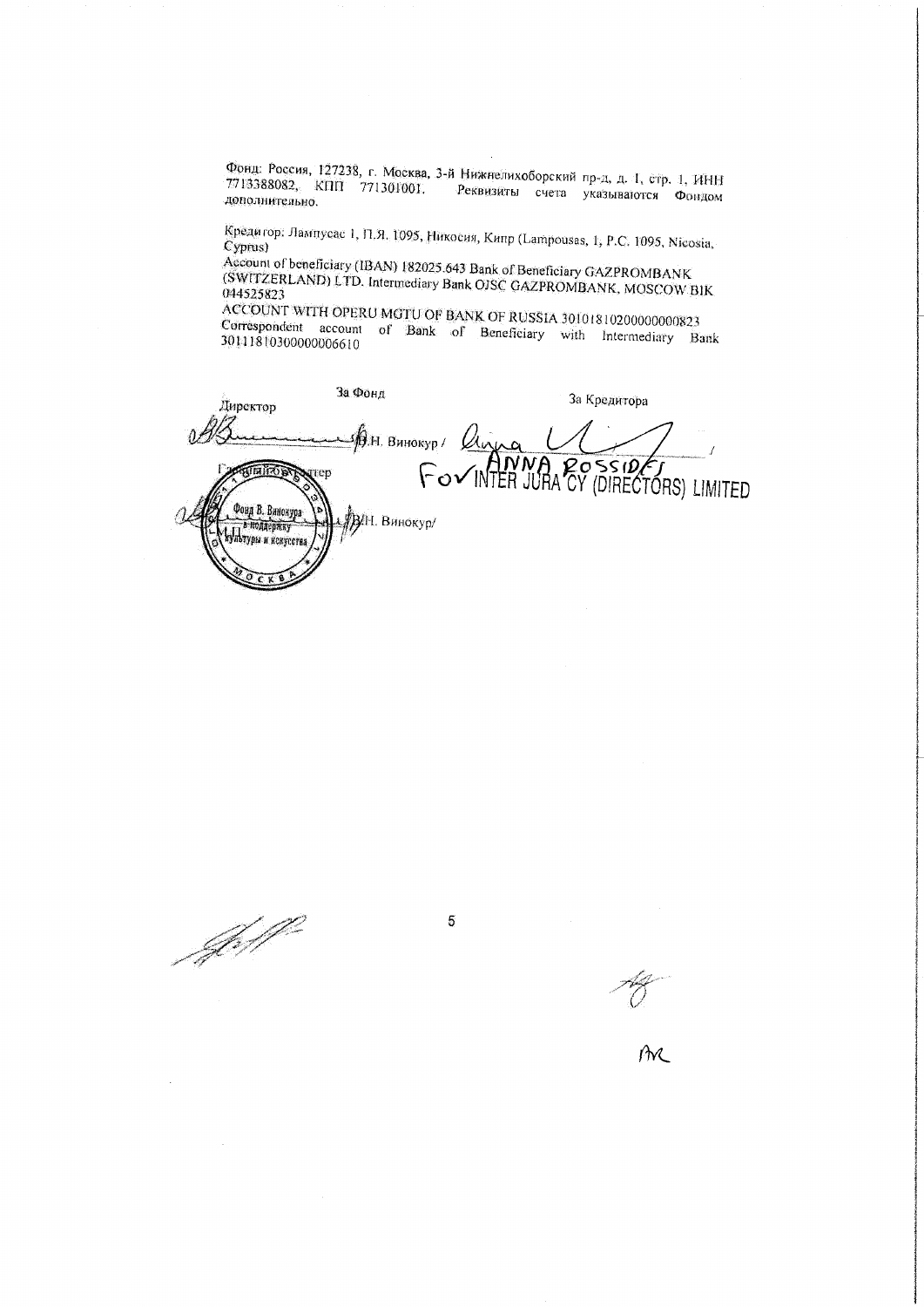Фонд: Россия, 127238, г. Москва, 3-й Нижнелихоборский пр-д, д. 1, стр. 1, ИНН 7713388082, КПП 771301001. Реквизиты счета указываются Фондом дополнительно.

Кредитор: Лампусас 1, П.Я. 1095, Никосия, Кипр (Lampousas, 1, P.C. 1095, Nicosia, Cyprus)

Account of beneficiary (IBAN) 182025.643 Bank of Beneficiary GAZPROMBANK (SWITZERLAND) LTD. Intermediary Bank OJSC GAZPROMBANK, MOSCOW BIK 044525823

ACCOUNT WITH OPERU MGTU OF BANK OF RUSSIA 30101810200000000823

Correspondent account of Bank of Beneficiary with Intermediary Bank 30111810300000006610

| За Фонд | За Кредитора |
|---|---|
| Директор | |
| __________ В.Н. Винокур / | __________ / |
| | ANNA ROSSIDES |
| | For INTER JURA CY (DIRECTORS) LIMITED |
| Главный бухгалтер | |
| __________ В.Н. Винокур/ | |

М.П. Фонд В. Винокура в поддержку культуры и искусства, Москва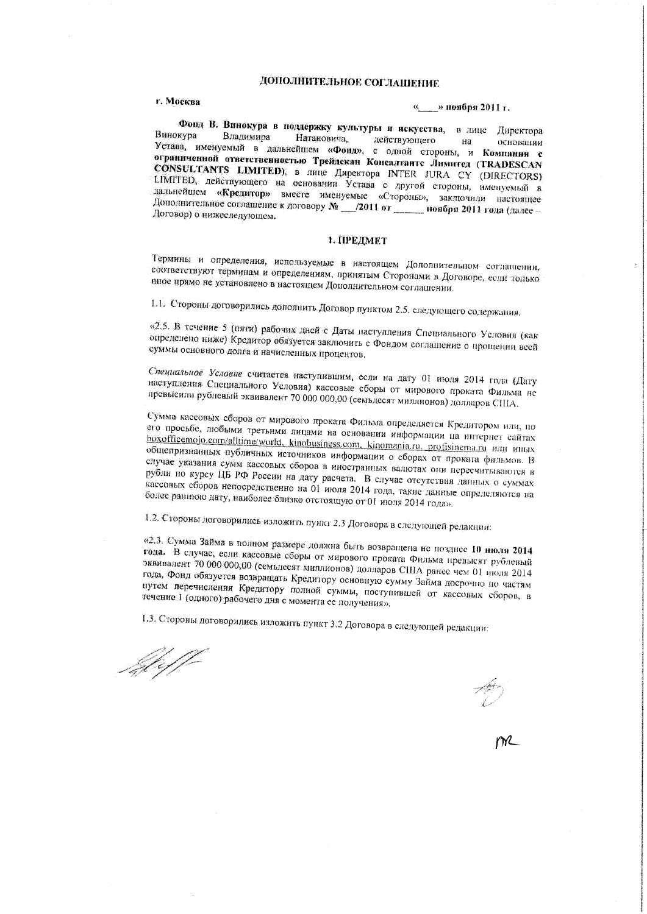# ДОПОЛНИТЕЛЬНОЕ СОГЛАШЕНИЕ

**г. Москва** **«\_\_\_\_» ноября 2011 г.**

**Фонд В. Винокура в поддержку культуры и искусства**, в лице Директора Винокура Владимира Натановича, действующего на основании Устава, именуемый в дальнейшем **«Фонд»**, с одной стороны, и **Компания с ограниченной ответственностью Трейдскан Консалтантс Лимитед (TRADESCAN CONSULTANTS LIMITED)**, в лице Директора INTER JURA CY (DIRECTORS) LIMITED, действующего на основании Устава с другой стороны, именуемый в дальнейшем **«Кредитор»** вместе именуемые «Стороны», заключили настоящее Дополнительное соглашение к договору **№ \_\_\_/2011 от \_\_\_\_\_\_ ноября 2011 года** (далее – Договор) о нижеследующем.

## 1. ПРЕДМЕТ

Термины и определения, используемые в настоящем Дополнительном соглашении, соответствуют терминам и определениям, принятым Сторонами в Договоре, если только иное прямо не установлено в настоящем Дополнительном соглашении.

1.1. Стороны договорились дополнить Договор пунктом 2.5. следующего содержания.

«2.5. В течение 5 (пяти) рабочих дней с Даты наступления Специального Условия (как определено ниже) Кредитор обязуется заключить с Фондом соглашение о прощении всей суммы основного долга и начисленных процентов.

*Специальное Условие* считается наступившим, если на дату 01 июля 2014 года (Дату наступления Специального Условия) кассовые сборы от мирового проката Фильма не превысили рублевый эквивалент 70 000 000,00 (семьдесят миллионов) долларов США.

Сумма кассовых сборов от мирового проката Фильма определяется Кредитором или, по его просьбе, любыми третьими лицами на основании информации на интернет сайтах boxofficemojo.com/alltime/world, kinobusiness.com, kinomania.ru, profisinema.ru или иных общепризнанных публичных источников информации о сборах от проката фильмов. В случае указания сумм кассовых сборов в иностранных валютах они пересчитываются в рубли по курсу ЦБ РФ России на дату расчета. В случае отсутствия данных о суммах кассовых сборов непосредственно на 01 июля 2014 года, такие данные определяются на более раннюю дату, наиболее близко отстоящую от 01 июля 2014 года».

1.2. Стороны договорились изложить пункт 2.3 Договора в следующей редакции:

«2.3. Сумма Займа в полном размере должна быть возвращена не позднее **10 июля 2014 года.** В случае, если кассовые сборы от мирового проката Фильма превысят рублевый эквивалент 70 000 000,00 (семьдесят миллионов) долларов США ранее чем 01 июля 2014 года, Фонд обязуется возвращать Кредитору основную сумму Займа досрочно по частям путем перечисления Кредитору полной суммы, поступившей от кассовых сборов, в течение 1 (одного) рабочего дня с момента ее получения».

1.3. Стороны договорились изложить пункт 3.2 Договора в следующей редакции: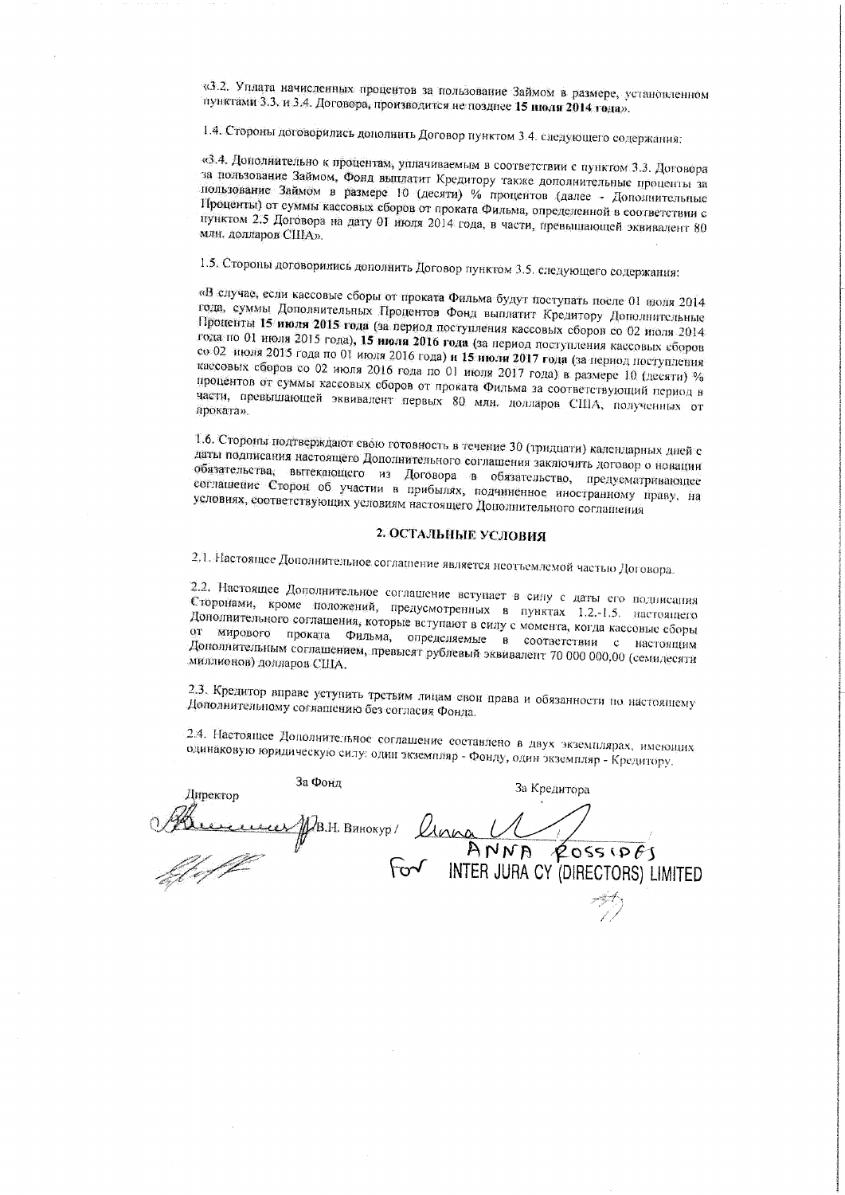«3.2. Уплата начисленных процентов за пользование Займом в размере, установленном пунктами 3.3. и 3.4. Договора, производится не позднее **15 июля 2014 года**».

1.4. Стороны договорились дополнить Договор пунктом 3.4. следующего содержания:

«3.4. Дополнительно к процентам, уплачиваемым в соответствии с пунктом 3.3. Договора за пользование Займом, Фонд выплатит Кредитору также дополнительные проценты за пользование Займом в размере 10 (десяти) % процентов (далее - Дополнительные Проценты) от суммы кассовых сборов от проката Фильма, определенной в соответствии с пунктом 2.5 Договора на дату 01 июля 2014 года, в части, превышающей эквивалент 80 млн. долларов США».

1.5. Стороны договорились дополнить Договор пунктом 3.5. следующего содержания:

«В случае, если кассовые сборы от проката Фильма будут поступать после 01 июля 2014 года, суммы Дополнительных Процентов Фонд выплатит Кредитору Дополнительные Проценты **15 июля 2015 года** (за период поступления кассовых сборов со 02 июля 2014 года по 01 июля 2015 года), **15 июля 2016 года** (за период поступления кассовых сборов со 02 июля 2015 года по 01 июля 2016 года) **и 15 июля 2017 года** (за период поступления кассовых сборов со 02 июля 2016 года по 01 июля 2017 года) в размере 10 (десяти) % процентов от суммы кассовых сборов от проката Фильма за соответствующий период в части, превышающей эквивалент первых 80 млн. долларов США, полученных от проката».

1.6. Стороны подтверждают свою готовность в течение 30 (тридцати) календарных дней с даты подписания настоящего Дополнительного соглашения заключить договор о новации обязательства, вытекающего из Договора в обязательство, предусматривающее соглашение Сторон об участии в прибылях, подчиненное иностранному праву, на условиях, соответствующих условиям настоящего Дополнительного соглашения

## 2. ОСТАЛЬНЫЕ УСЛОВИЯ

2.1. Настоящее Дополнительное соглашение является неотъемлемой частью Договора.

2.2. Настоящее Дополнительное соглашение вступает в силу с даты его подписания Сторонами, кроме положений, предусмотренных в пунктах 1.2.-1.5. настоящего Дополнительного соглашения, которые вступают в силу с момента, когда кассовые сборы от мирового проката Фильма, определяемые в соответствии с настоящим Дополнительным соглашением, превысят рублевый эквивалент 70 000 000,00 (семидесяти миллионов) долларов США.

2.3. Кредитор вправе уступить третьим лицам свои права и обязанности по настоящему Дополнительному соглашению без согласия Фонда.

2.4. Настоящее Дополнительное соглашение составлено в двух экземплярах, имеющих одинаковую юридическую силу: один экземпляр - Фонду, один экземпляр - Кредитору.

| За Фонд | За Кредитора |
|---|---|
| Директор<br>_______ /В.Н. Винокур / | _______<br>ANNA ROSSIDES<br>For INTER JURA CY (DIRECTORS) LIMITED |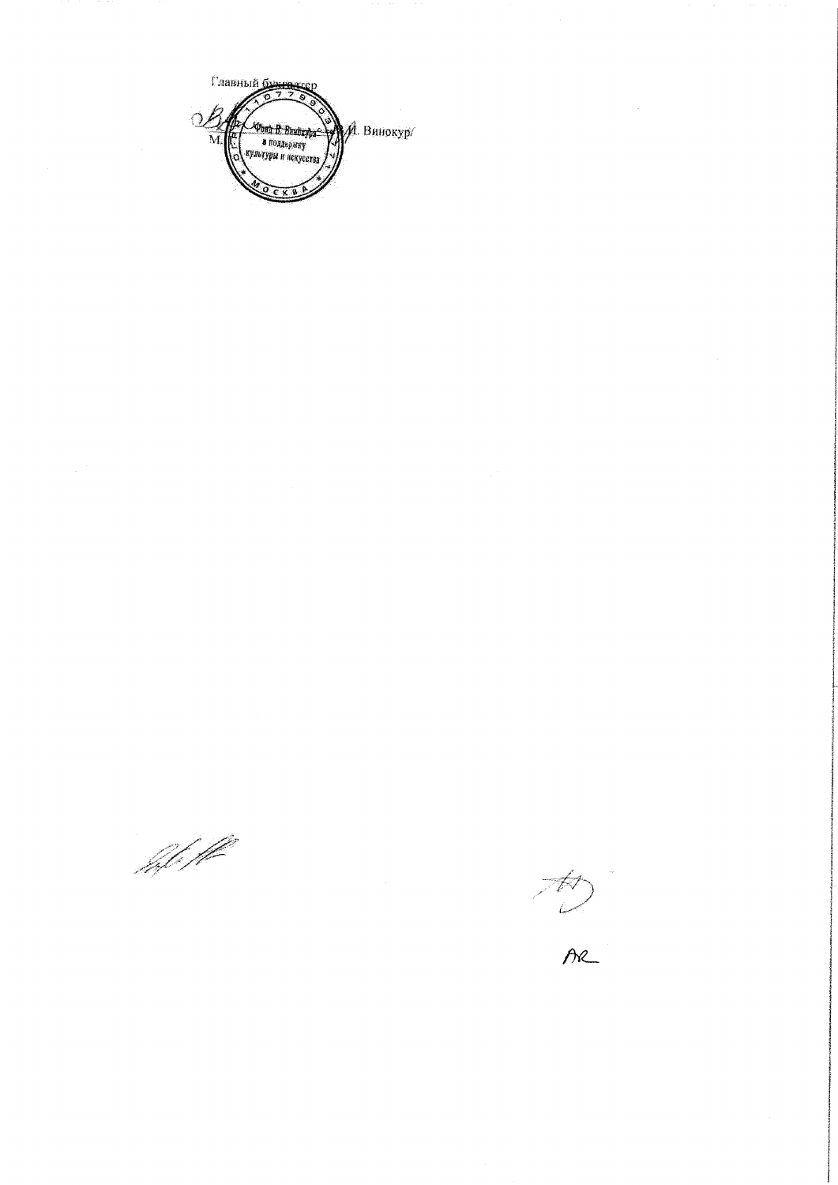Главный бухгалтер

/В.И. Винокур/

М.П.

Фонд В. Винокура в поддержку культуры и искусства

МОСКВА